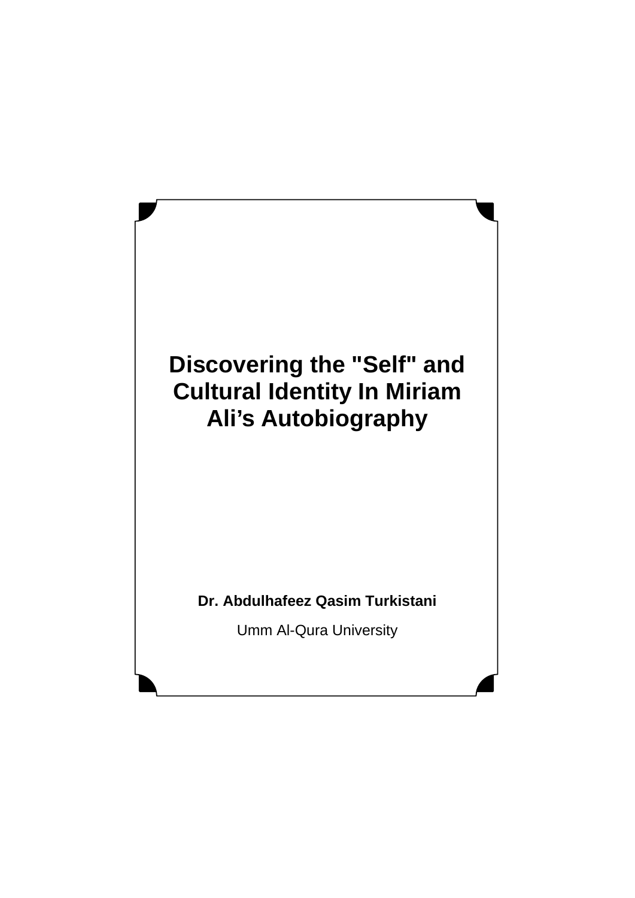# Discovering the "Self" and Cultural Identity In Miriam Ali’s Autobiography

**Dr. Abdulhafeez Qasim Turkistani**

Umm Al-Qura University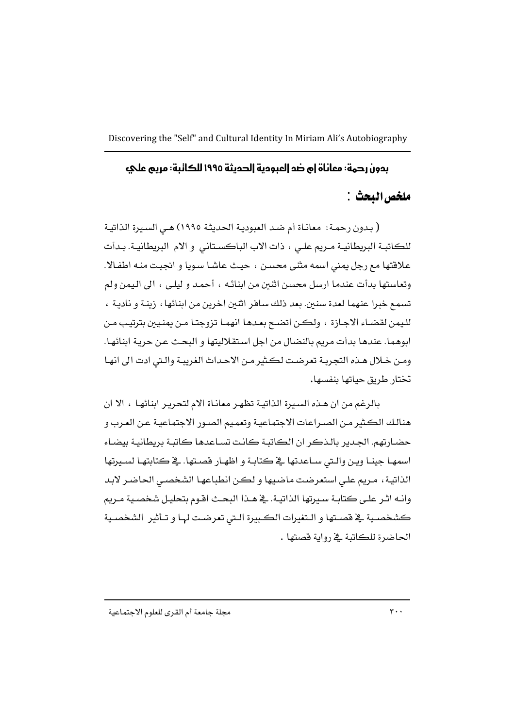### بدون رحمة: معاناة ام ضد العبودية الحديثة ١٩٩٥ للكاتبة: مريم علي

## ملخص البحث :

( بدون رحمة: معاناة أم ضد العبودية الحديثة ١٩٩٥) هي السيرة الذاتية للكاتبة البريطانية مريم علي ، ذات الاب الباكستاني و الام البريطانية. بدأت علاقتها مع رجل يمني اسمه مثنى محسن ، حيث عاشا سويا و انجبت منه اطفالا. وتعاستها بدأت عندما ارسل محسن اثنين من ابنائه ، أحمد و ليلى ، الى اليمن ولم تسمع خبرا عنهما لعدة سنين. بعد ذلك سافر اثنين اخرين من ابنائها، زينة و نادية ، لليمن لقضاء الاجازة ، ولكن اتضح بعدها انهما تزوجتا من يمنيين بترتيب من ابوهما. عندها بدأت مريم بالنضال من اجل استقلاليتها و البحث عن حرية ابنائها. ومن خلال هذه التجربة تعرضت لكثير من الاحداث الغريبة والتي ادت الى انها تختار طريق حياتها بنفسها.

بالرغم من ان هذه السيرة الذاتية تظهر معاناة الام لتحرير ابنائها ، الا ان هنالك الكثير من الصراعات الاجتماعية وتعميم الصور الاجتماعية عن العرب و حضارتهم. الجدير بالذكر ان الكاتبة كانت تساعدها كاتبة بريطانية بيضاء اسمها جينا وين والتي ساعدتها في كتابة و اظهار قصتها. في كتابتها لسيرتها الذاتية، مريم علي استعرضت ماضيها و لكن انطباعها الشخصي الحاضر لابد وانه اثر على كتابة سيرتها الذاتية. في هذا البحث اقوم بتحليل شخصية مريم كشخصية في قصتها و التغيرات الكبيرة التي تعرضت لها و تأثير الشخصية الحاضرة للكاتبة في رواية قصتها .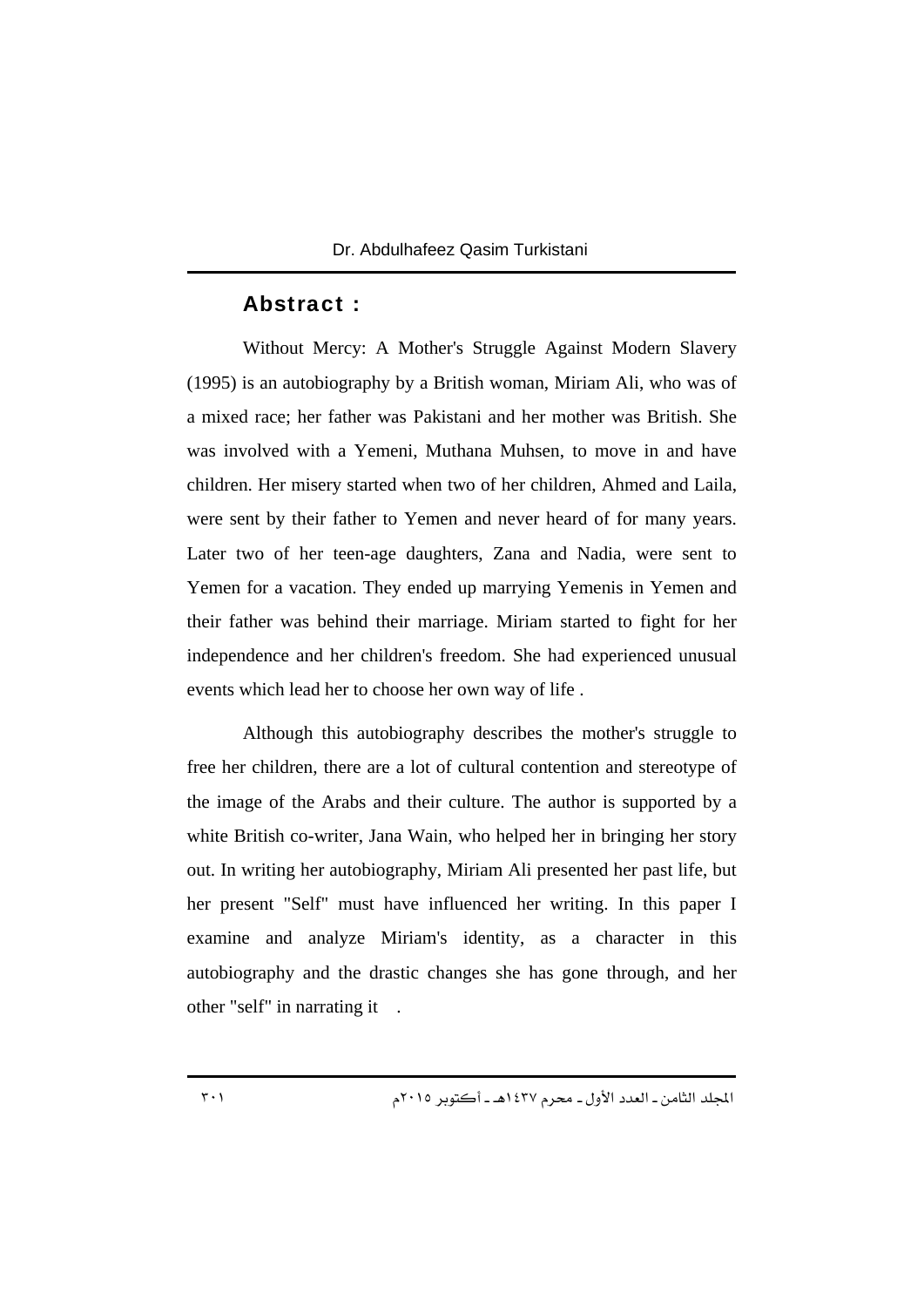## Abstract :

Without Mercy: A Mother's Struggle Against Modern Slavery (1995) is an autobiography by a British woman, Miriam Ali, who was of a mixed race; her father was Pakistani and her mother was British. She was involved with a Yemeni, Muthana Muhsen, to move in and have children. Her misery started when two of her children, Ahmed and Laila, were sent by their father to Yemen and never heard of for many years. Later two of her teen-age daughters, Zana and Nadia, were sent to Yemen for a vacation. They ended up marrying Yemenis in Yemen and their father was behind their marriage. Miriam started to fight for her independence and her children's freedom. She had experienced unusual events which lead her to choose her own way of life .

Although this autobiography describes the mother's struggle to free her children, there are a lot of cultural contention and stereotype of the image of the Arabs and their culture. The author is supported by a white British co-writer, Jana Wain, who helped her in bringing her story out. In writing her autobiography, Miriam Ali presented her past life, but her present "Self" must have influenced her writing. In this paper I examine and analyze Miriam's identity, as a character in this autobiography and the drastic changes she has gone through, and her other "self" in narrating it .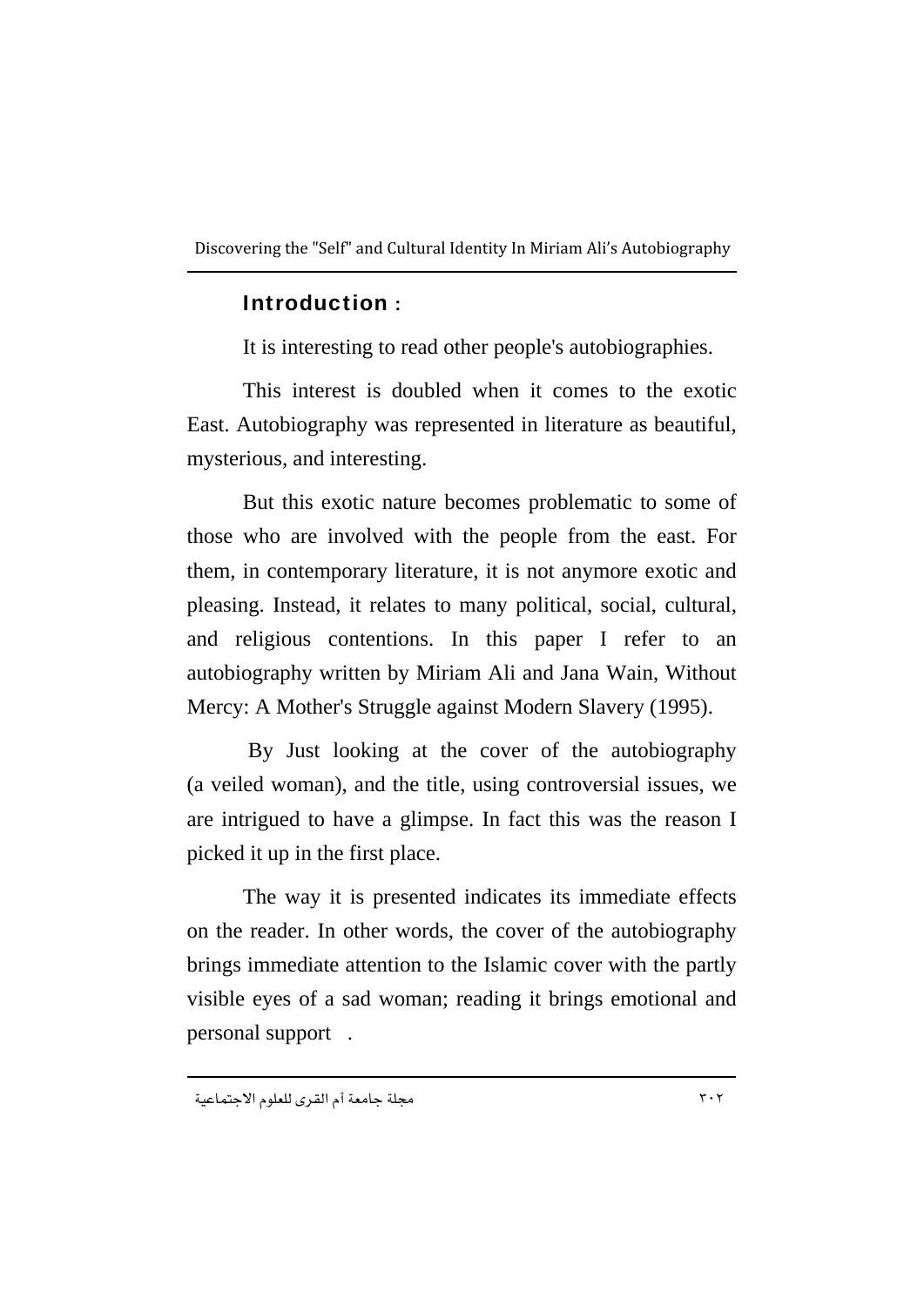## Introduction :

It is interesting to read other people's autobiographies.

This interest is doubled when it comes to the exotic East. Autobiography was represented in literature as beautiful, mysterious, and interesting.

But this exotic nature becomes problematic to some of those who are involved with the people from the east. For them, in contemporary literature, it is not anymore exotic and pleasing. Instead, it relates to many political, social, cultural, and religious contentions. In this paper I refer to an autobiography written by Miriam Ali and Jana Wain, Without Mercy: A Mother's Struggle against Modern Slavery (1995).

By Just looking at the cover of the autobiography (a veiled woman), and the title, using controversial issues, we are intrigued to have a glimpse. In fact this was the reason I picked it up in the first place.

The way it is presented indicates its immediate effects on the reader. In other words, the cover of the autobiography brings immediate attention to the Islamic cover with the partly visible eyes of a sad woman; reading it brings emotional and personal support .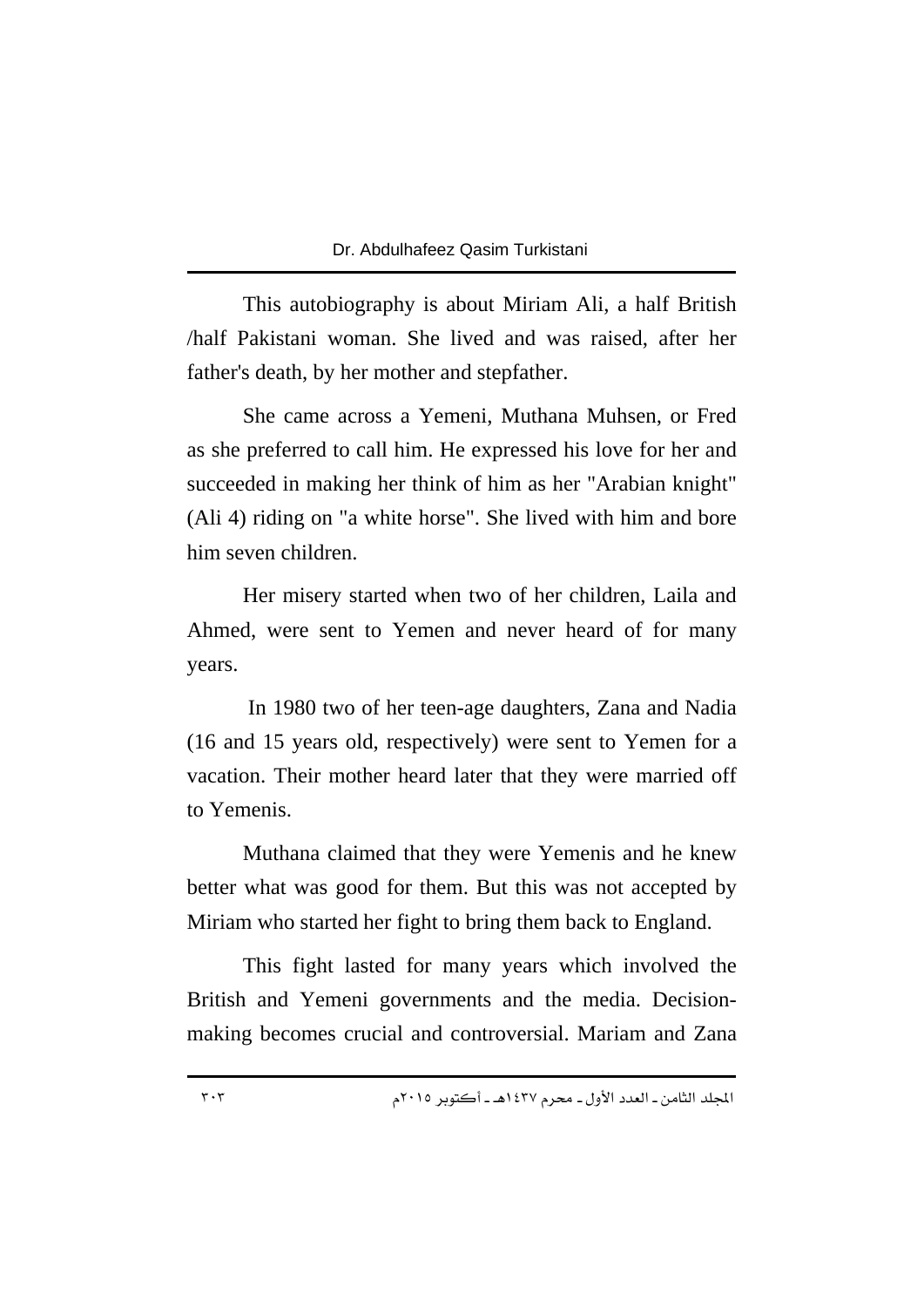This autobiography is about Miriam Ali, a half British /half Pakistani woman. She lived and was raised, after her father's death, by her mother and stepfather.

She came across a Yemeni, Muthana Muhsen, or Fred as she preferred to call him. He expressed his love for her and succeeded in making her think of him as her "Arabian knight" (Ali 4) riding on "a white horse". She lived with him and bore him seven children.

Her misery started when two of her children, Laila and Ahmed, were sent to Yemen and never heard of for many years.

In 1980 two of her teen-age daughters, Zana and Nadia (16 and 15 years old, respectively) were sent to Yemen for a vacation. Their mother heard later that they were married off to Yemenis.

Muthana claimed that they were Yemenis and he knew better what was good for them. But this was not accepted by Miriam who started her fight to bring them back to England.

This fight lasted for many years which involved the British and Yemeni governments and the media. Decision-making becomes crucial and controversial. Mariam and Zana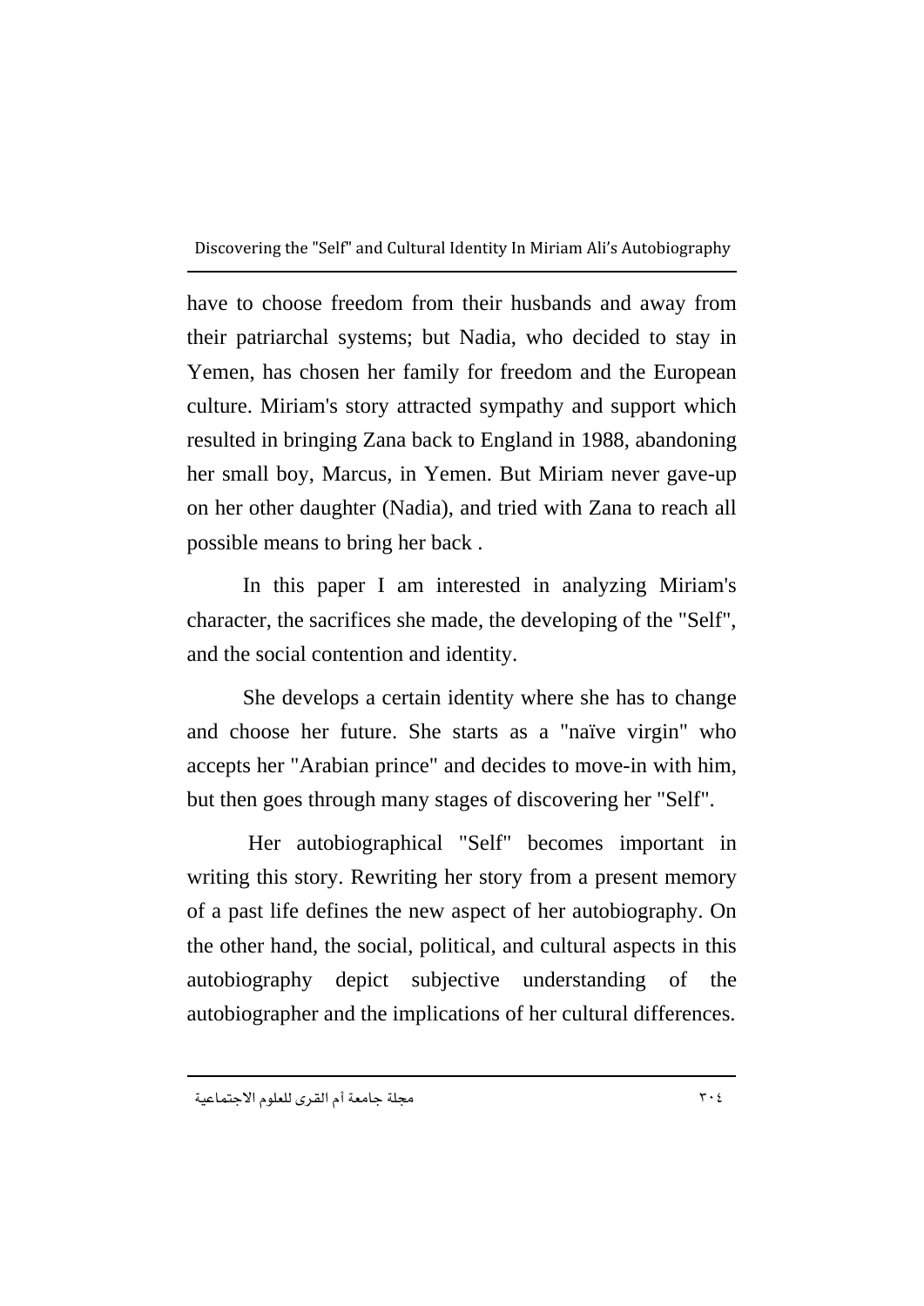have to choose freedom from their husbands and away from their patriarchal systems; but Nadia, who decided to stay in Yemen, has chosen her family for freedom and the European culture. Miriam's story attracted sympathy and support which resulted in bringing Zana back to England in 1988, abandoning her small boy, Marcus, in Yemen. But Miriam never gave-up on her other daughter (Nadia), and tried with Zana to reach all possible means to bring her back .

In this paper I am interested in analyzing Miriam's character, the sacrifices she made, the developing of the "Self", and the social contention and identity.

She develops a certain identity where she has to change and choose her future. She starts as a "naïve virgin" who accepts her "Arabian prince" and decides to move-in with him, but then goes through many stages of discovering her "Self".

Her autobiographical "Self" becomes important in writing this story. Rewriting her story from a present memory of a past life defines the new aspect of her autobiography. On the other hand, the social, political, and cultural aspects in this autobiography depict subjective understanding of the autobiographer and the implications of her cultural differences.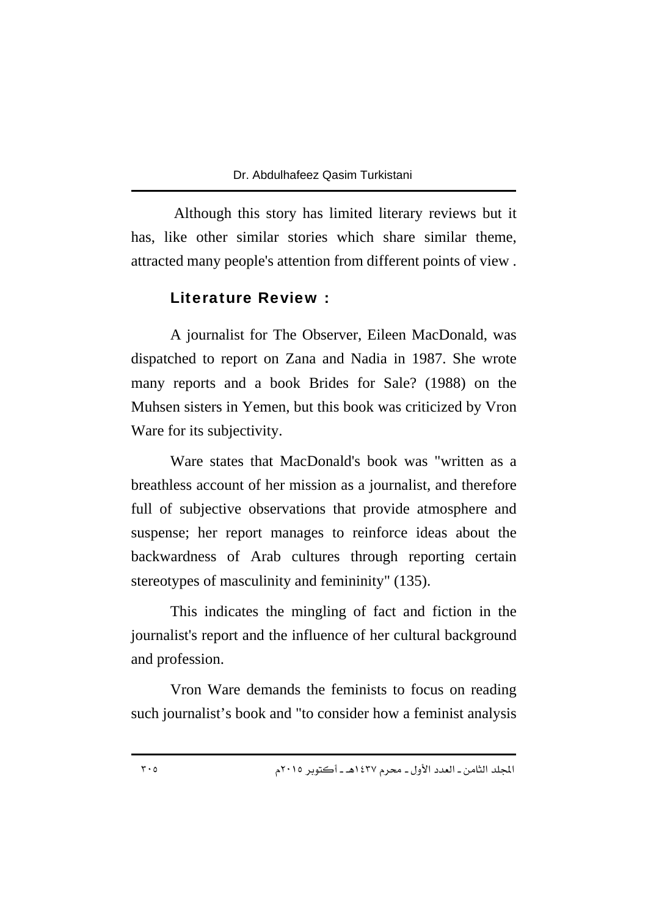Although this story has limited literary reviews but it has, like other similar stories which share similar theme, attracted many people's attention from different points of view .

## Literature Review :

A journalist for The Observer, Eileen MacDonald, was dispatched to report on Zana and Nadia in 1987. She wrote many reports and a book Brides for Sale? (1988) on the Muhsen sisters in Yemen, but this book was criticized by Vron Ware for its subjectivity.

Ware states that MacDonald's book was "written as a breathless account of her mission as a journalist, and therefore full of subjective observations that provide atmosphere and suspense; her report manages to reinforce ideas about the backwardness of Arab cultures through reporting certain stereotypes of masculinity and femininity" (135).

This indicates the mingling of fact and fiction in the journalist's report and the influence of her cultural background and profession.

Vron Ware demands the feminists to focus on reading such journalist's book and "to consider how a feminist analysis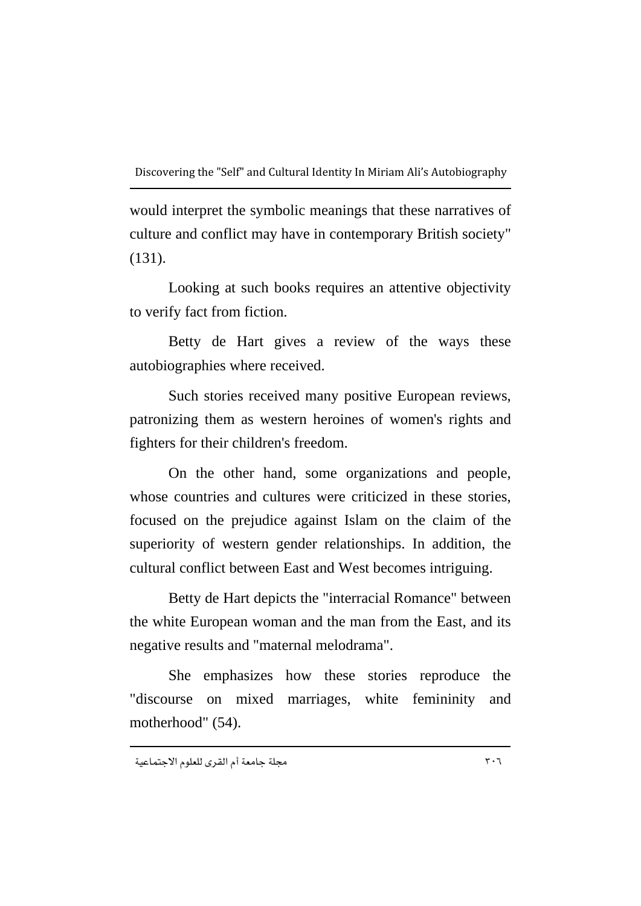would interpret the symbolic meanings that these narratives of culture and conflict may have in contemporary British society" (131).

Looking at such books requires an attentive objectivity to verify fact from fiction.

Betty de Hart gives a review of the ways these autobiographies where received.

Such stories received many positive European reviews, patronizing them as western heroines of women's rights and fighters for their children's freedom.

On the other hand, some organizations and people, whose countries and cultures were criticized in these stories, focused on the prejudice against Islam on the claim of the superiority of western gender relationships. In addition, the cultural conflict between East and West becomes intriguing.

Betty de Hart depicts the "interracial Romance" between the white European woman and the man from the East, and its negative results and "maternal melodrama".

She emphasizes how these stories reproduce the "discourse on mixed marriages, white femininity and motherhood" (54).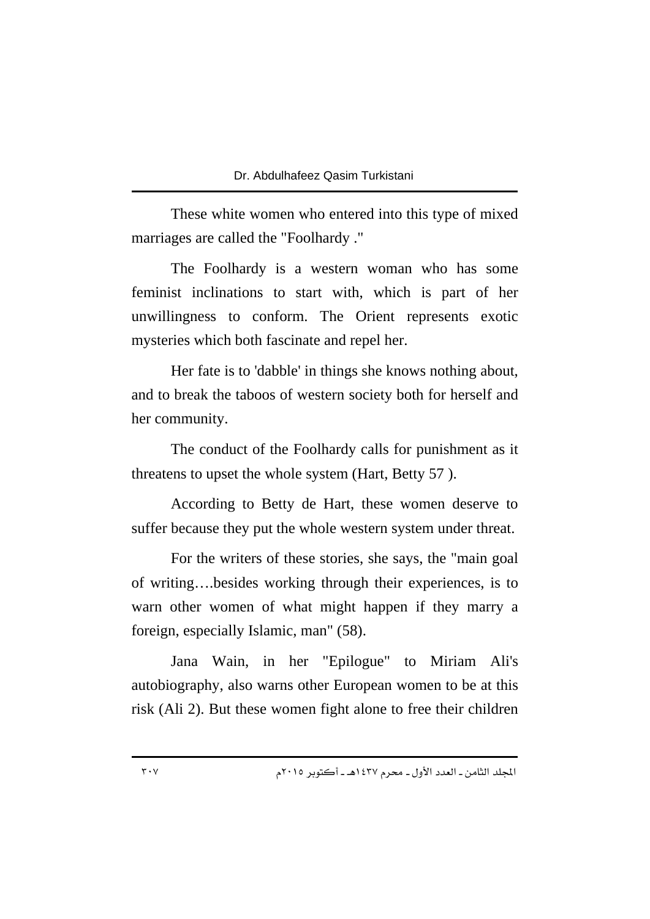These white women who entered into this type of mixed marriages are called the "Foolhardy ."

The Foolhardy is a western woman who has some feminist inclinations to start with, which is part of her unwillingness to conform. The Orient represents exotic mysteries which both fascinate and repel her.

Her fate is to 'dabble' in things she knows nothing about, and to break the taboos of western society both for herself and her community.

The conduct of the Foolhardy calls for punishment as it threatens to upset the whole system (Hart, Betty 57 ).

According to Betty de Hart, these women deserve to suffer because they put the whole western system under threat.

For the writers of these stories, she says, the "main goal of writing….besides working through their experiences, is to warn other women of what might happen if they marry a foreign, especially Islamic, man" (58).

Jana Wain, in her "Epilogue" to Miriam Ali's autobiography, also warns other European women to be at this risk (Ali 2). But these women fight alone to free their children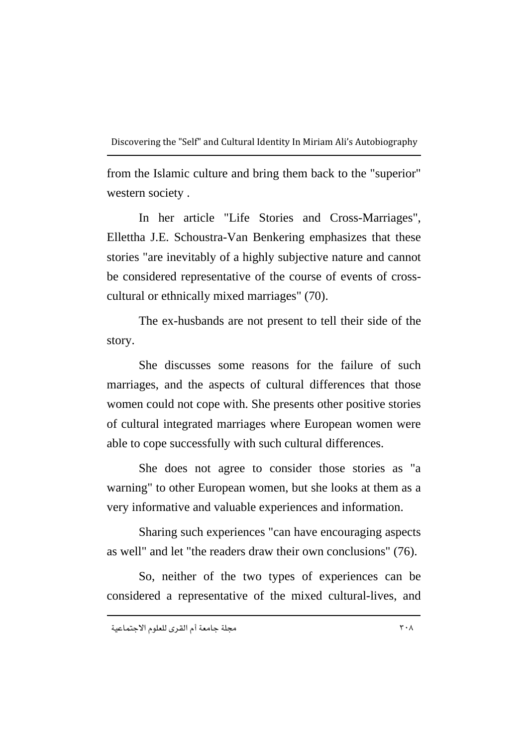from the Islamic culture and bring them back to the "superior" western society .

In her article "Life Stories and Cross-Marriages", Ellettha J.E. Schoustra-Van Benkering emphasizes that these stories "are inevitably of a highly subjective nature and cannot be considered representative of the course of events of cross-cultural or ethnically mixed marriages" (70).

The ex-husbands are not present to tell their side of the story.

She discusses some reasons for the failure of such marriages, and the aspects of cultural differences that those women could not cope with. She presents other positive stories of cultural integrated marriages where European women were able to cope successfully with such cultural differences.

She does not agree to consider those stories as "a warning" to other European women, but she looks at them as a very informative and valuable experiences and information.

Sharing such experiences "can have encouraging aspects as well" and let "the readers draw their own conclusions" (76).

So, neither of the two types of experiences can be considered a representative of the mixed cultural-lives, and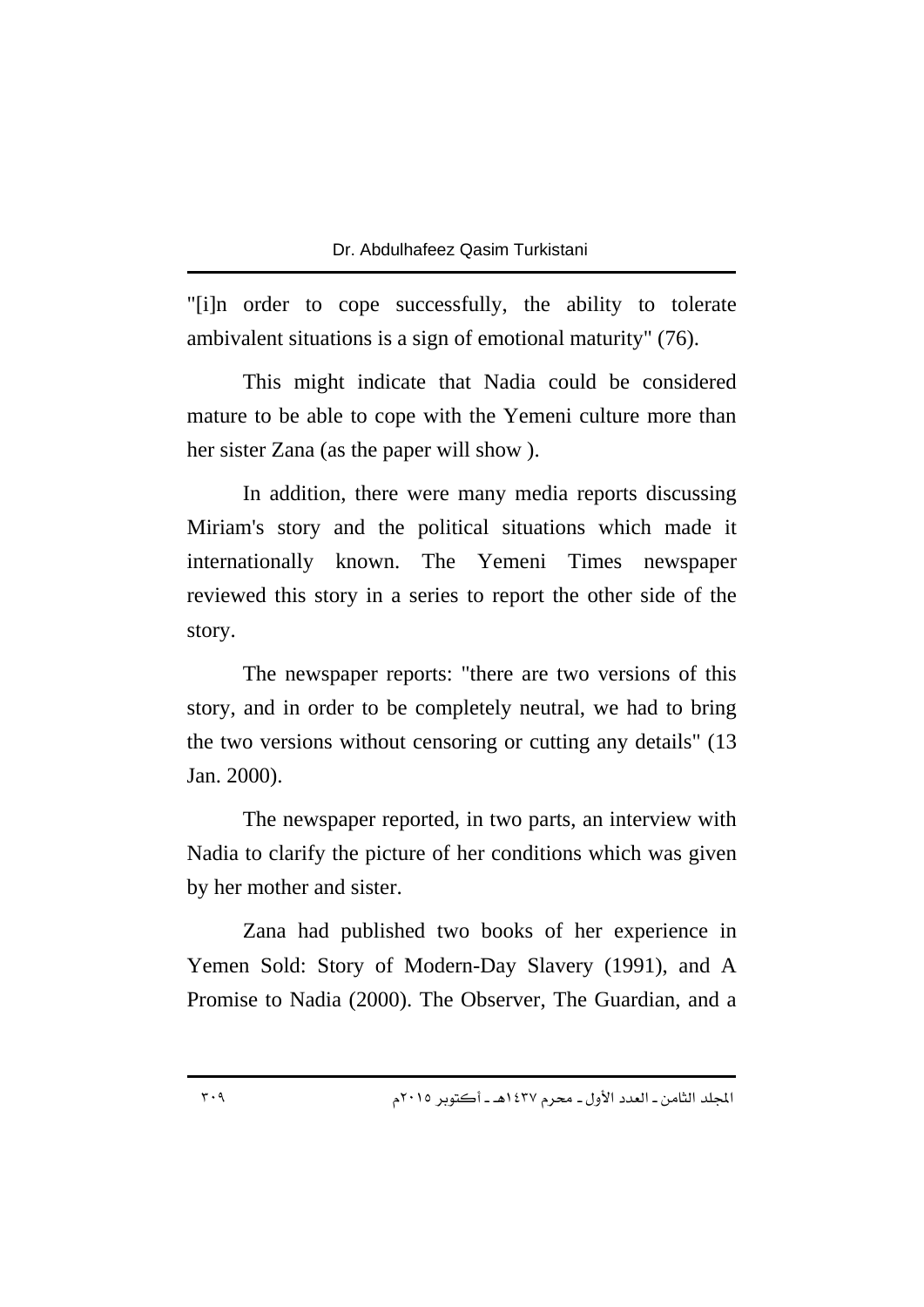"[i]n order to cope successfully, the ability to tolerate ambivalent situations is a sign of emotional maturity" (76).

This might indicate that Nadia could be considered mature to be able to cope with the Yemeni culture more than her sister Zana (as the paper will show ).

In addition, there were many media reports discussing Miriam's story and the political situations which made it internationally known. The Yemeni Times newspaper reviewed this story in a series to report the other side of the story.

The newspaper reports: "there are two versions of this story, and in order to be completely neutral, we had to bring the two versions without censoring or cutting any details" (13 Jan. 2000).

The newspaper reported, in two parts, an interview with Nadia to clarify the picture of her conditions which was given by her mother and sister.

Zana had published two books of her experience in Yemen Sold: Story of Modern-Day Slavery (1991), and A Promise to Nadia (2000). The Observer, The Guardian, and a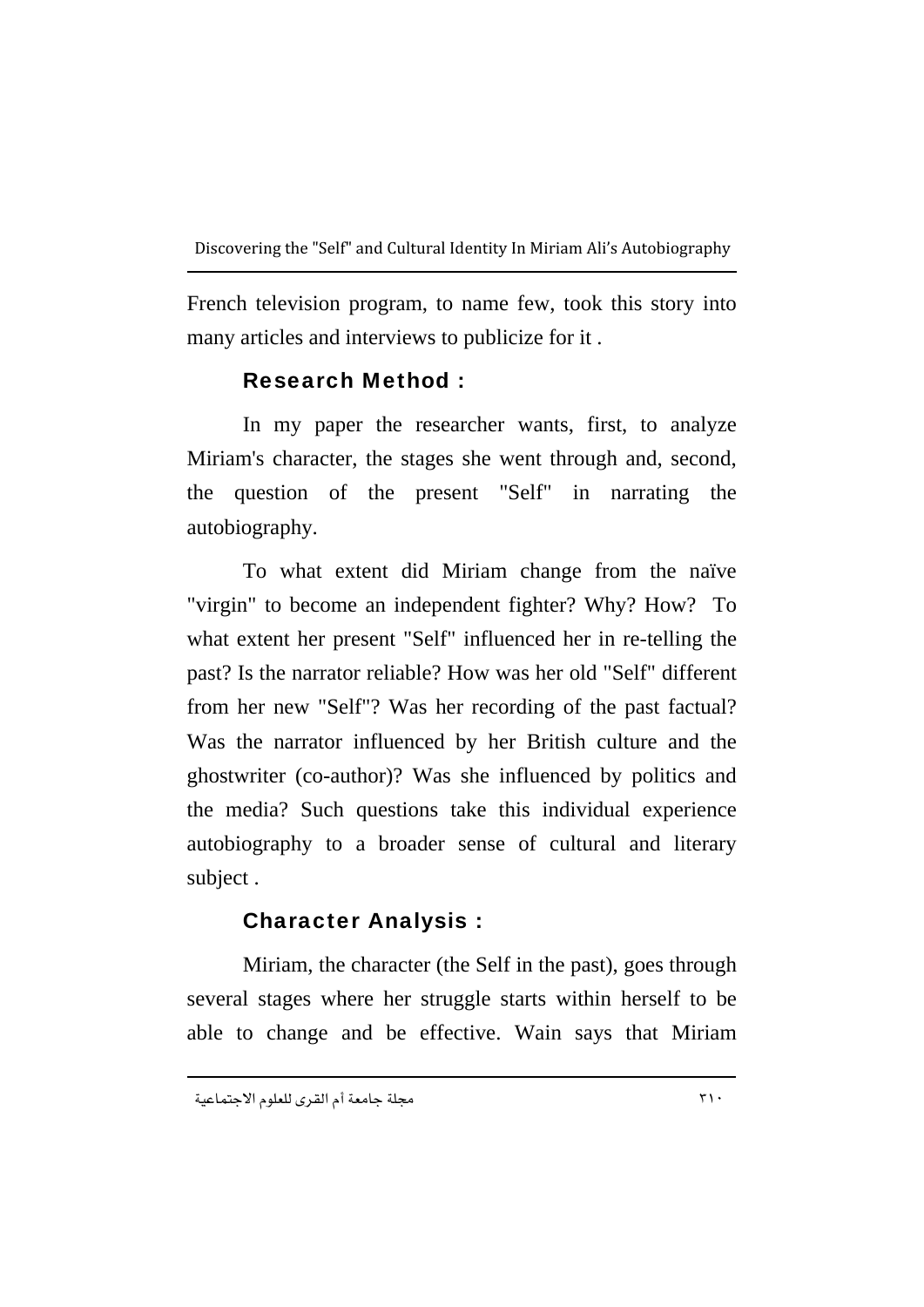French television program, to name few, took this story into many articles and interviews to publicize for it .

### Research Method :

In my paper the researcher wants, first, to analyze Miriam's character, the stages she went through and, second, the question of the present "Self" in narrating the autobiography.

To what extent did Miriam change from the naïve "virgin" to become an independent fighter? Why? How? To what extent her present "Self" influenced her in re-telling the past? Is the narrator reliable? How was her old "Self" different from her new "Self"? Was her recording of the past factual? Was the narrator influenced by her British culture and the ghostwriter (co-author)? Was she influenced by politics and the media? Such questions take this individual experience autobiography to a broader sense of cultural and literary subject .

### Character Analysis :

Miriam, the character (the Self in the past), goes through several stages where her struggle starts within herself to be able to change and be effective. Wain says that Miriam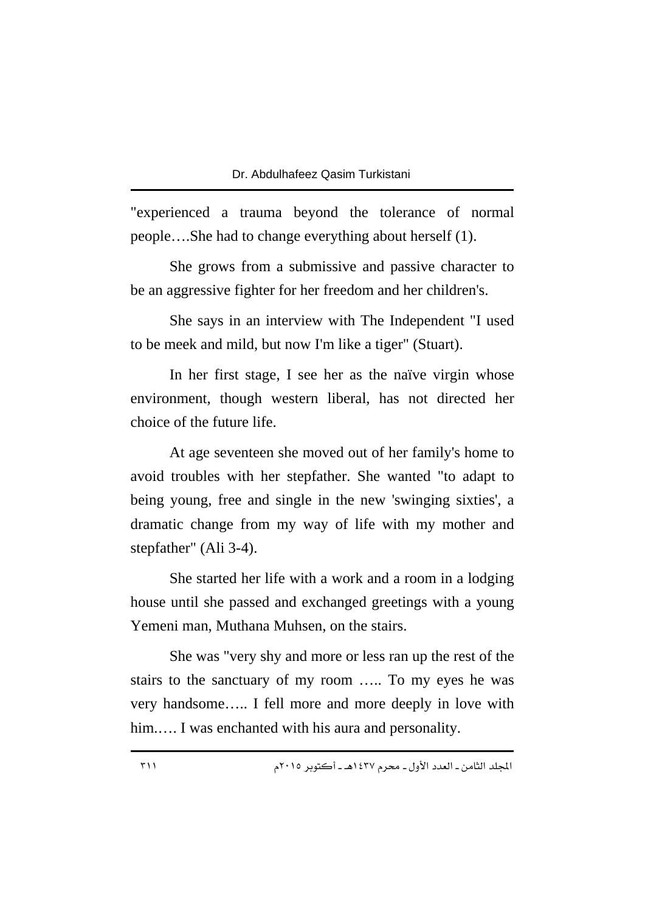"experienced a trauma beyond the tolerance of normal people….She had to change everything about herself (1).

She grows from a submissive and passive character to be an aggressive fighter for her freedom and her children's.

She says in an interview with The Independent "I used to be meek and mild, but now I'm like a tiger" (Stuart).

In her first stage, I see her as the naïve virgin whose environment, though western liberal, has not directed her choice of the future life.

At age seventeen she moved out of her family's home to avoid troubles with her stepfather. She wanted "to adapt to being young, free and single in the new 'swinging sixties', a dramatic change from my way of life with my mother and stepfather" (Ali 3-4).

She started her life with a work and a room in a lodging house until she passed and exchanged greetings with a young Yemeni man, Muthana Muhsen, on the stairs.

She was "very shy and more or less ran up the rest of the stairs to the sanctuary of my room ….. To my eyes he was very handsome….. I fell more and more deeply in love with him.…. I was enchanted with his aura and personality.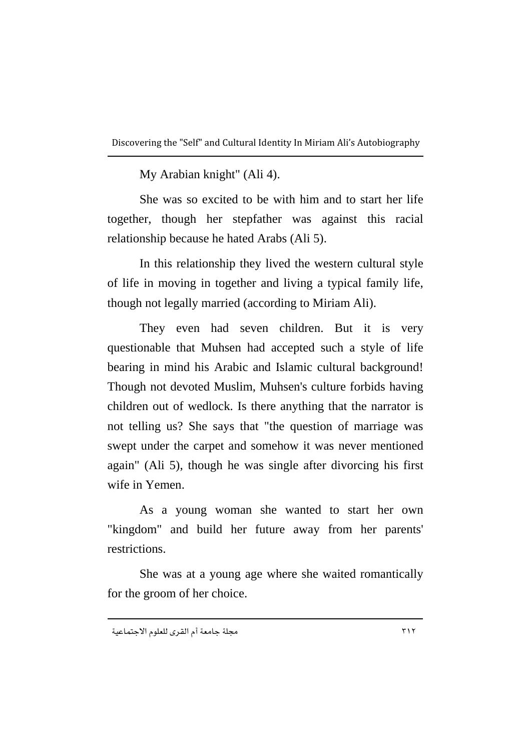My Arabian knight" (Ali 4).

She was so excited to be with him and to start her life together, though her stepfather was against this racial relationship because he hated Arabs (Ali 5).

In this relationship they lived the western cultural style of life in moving in together and living a typical family life, though not legally married (according to Miriam Ali).

They even had seven children. But it is very questionable that Muhsen had accepted such a style of life bearing in mind his Arabic and Islamic cultural background! Though not devoted Muslim, Muhsen's culture forbids having children out of wedlock. Is there anything that the narrator is not telling us? She says that "the question of marriage was swept under the carpet and somehow it was never mentioned again" (Ali 5), though he was single after divorcing his first wife in Yemen.

As a young woman she wanted to start her own "kingdom" and build her future away from her parents' restrictions.

She was at a young age where she waited romantically for the groom of her choice.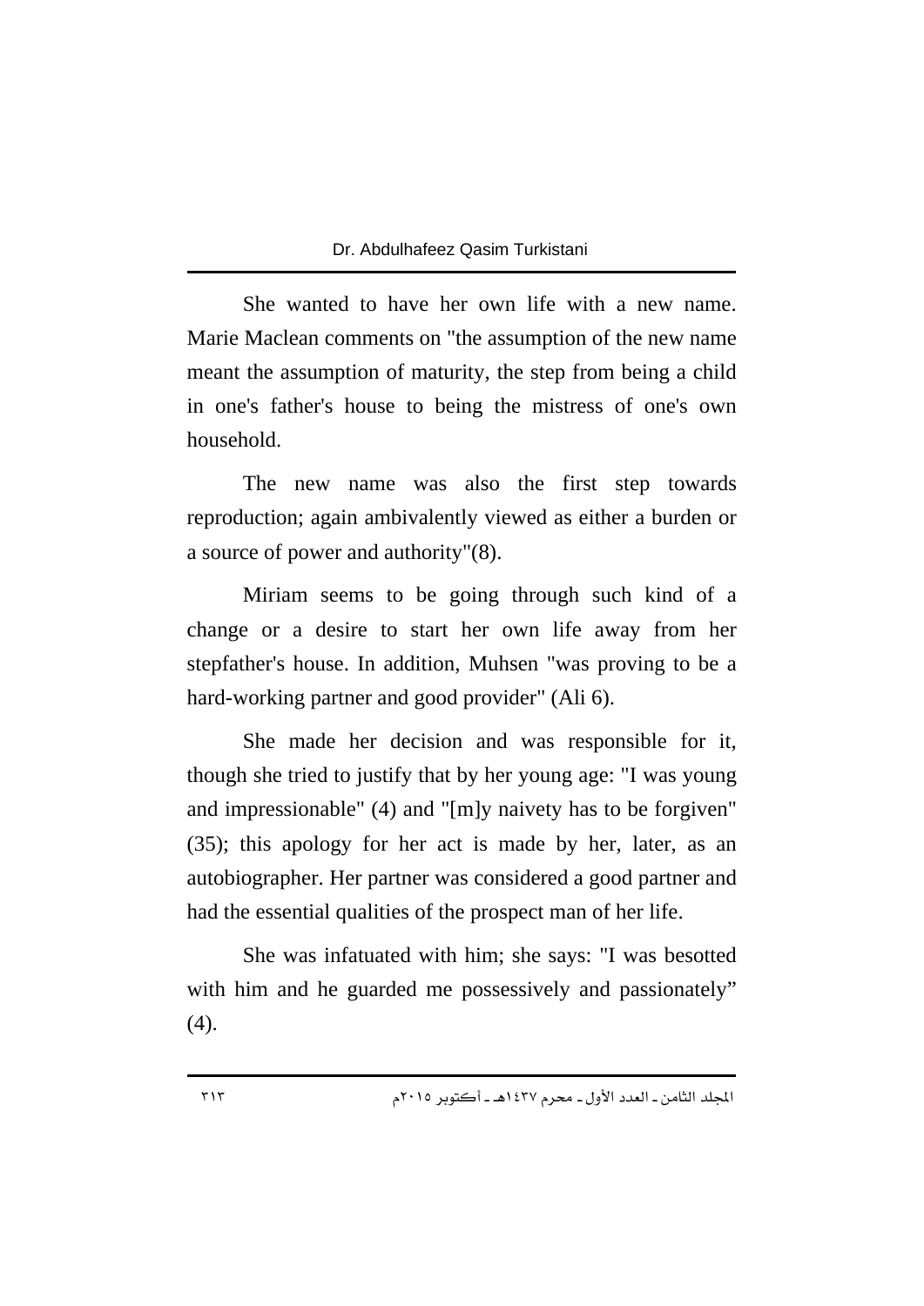She wanted to have her own life with a new name. Marie Maclean comments on "the assumption of the new name meant the assumption of maturity, the step from being a child in one's father's house to being the mistress of one's own household.

The new name was also the first step towards reproduction; again ambivalently viewed as either a burden or a source of power and authority"(8).

Miriam seems to be going through such kind of a change or a desire to start her own life away from her stepfather's house. In addition, Muhsen "was proving to be a hard-working partner and good provider" (Ali 6).

She made her decision and was responsible for it, though she tried to justify that by her young age: "I was young and impressionable" (4) and "[m]y naivety has to be forgiven" (35); this apology for her act is made by her, later, as an autobiographer. Her partner was considered a good partner and had the essential qualities of the prospect man of her life.

She was infatuated with him; she says: "I was besotted with him and he guarded me possessively and passionately" (4).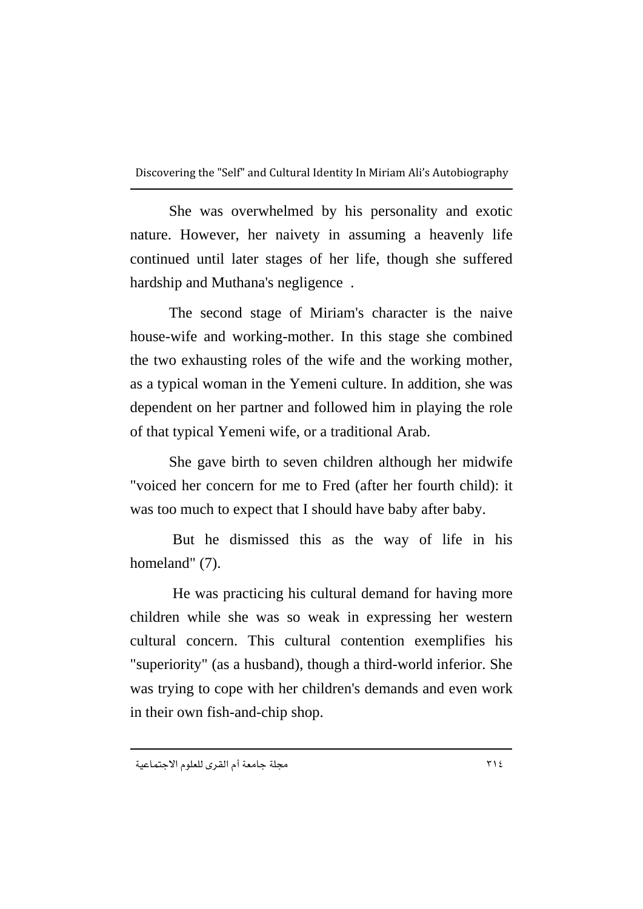She was overwhelmed by his personality and exotic nature. However, her naivety in assuming a heavenly life continued until later stages of her life, though she suffered hardship and Muthana's negligence .

The second stage of Miriam's character is the naive house-wife and working-mother. In this stage she combined the two exhausting roles of the wife and the working mother, as a typical woman in the Yemeni culture. In addition, she was dependent on her partner and followed him in playing the role of that typical Yemeni wife, or a traditional Arab.

She gave birth to seven children although her midwife "voiced her concern for me to Fred (after her fourth child): it was too much to expect that I should have baby after baby.

But he dismissed this as the way of life in his homeland" (7).

He was practicing his cultural demand for having more children while she was so weak in expressing her western cultural concern. This cultural contention exemplifies his "superiority" (as a husband), though a third-world inferior. She was trying to cope with her children's demands and even work in their own fish-and-chip shop.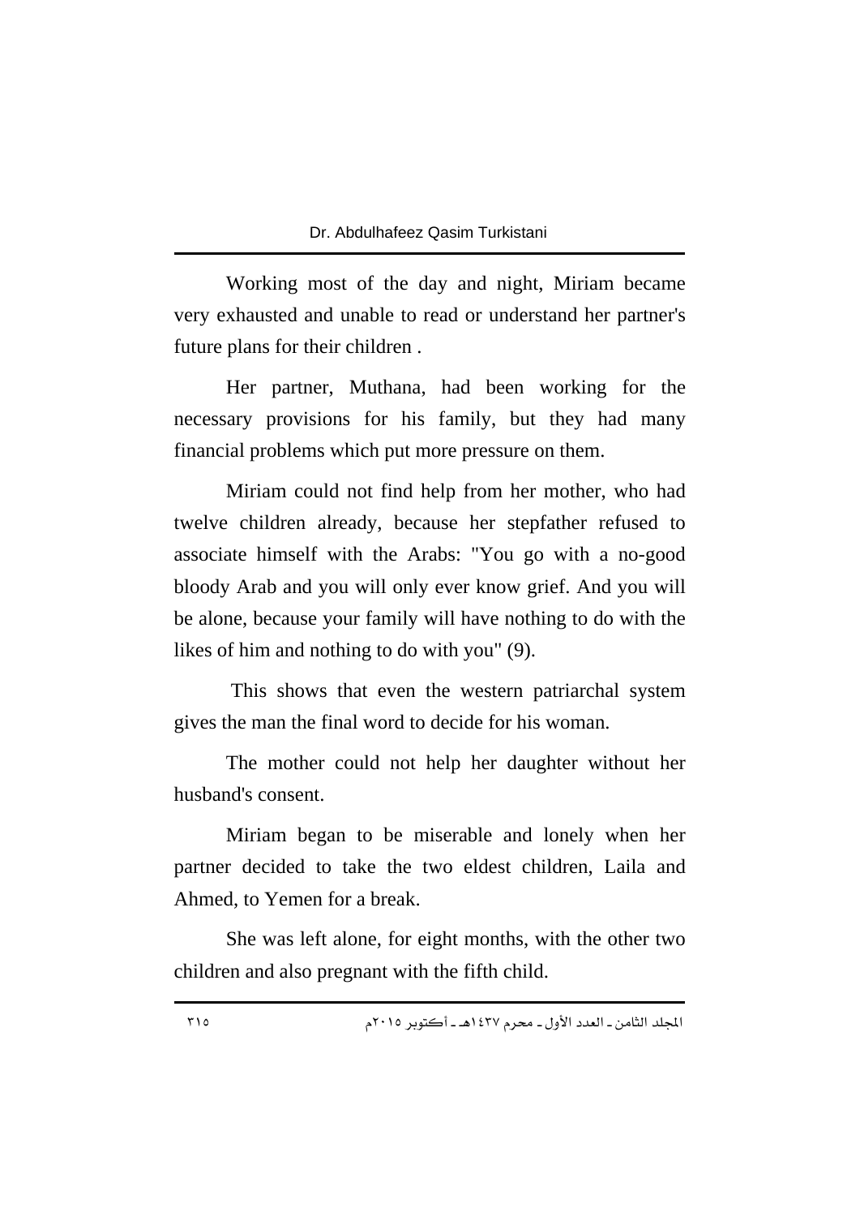Working most of the day and night, Miriam became very exhausted and unable to read or understand her partner's future plans for their children .

Her partner, Muthana, had been working for the necessary provisions for his family, but they had many financial problems which put more pressure on them.

Miriam could not find help from her mother, who had twelve children already, because her stepfather refused to associate himself with the Arabs: "You go with a no-good bloody Arab and you will only ever know grief. And you will be alone, because your family will have nothing to do with the likes of him and nothing to do with you" (9).

This shows that even the western patriarchal system gives the man the final word to decide for his woman.

The mother could not help her daughter without her husband's consent.

Miriam began to be miserable and lonely when her partner decided to take the two eldest children, Laila and Ahmed, to Yemen for a break.

She was left alone, for eight months, with the other two children and also pregnant with the fifth child.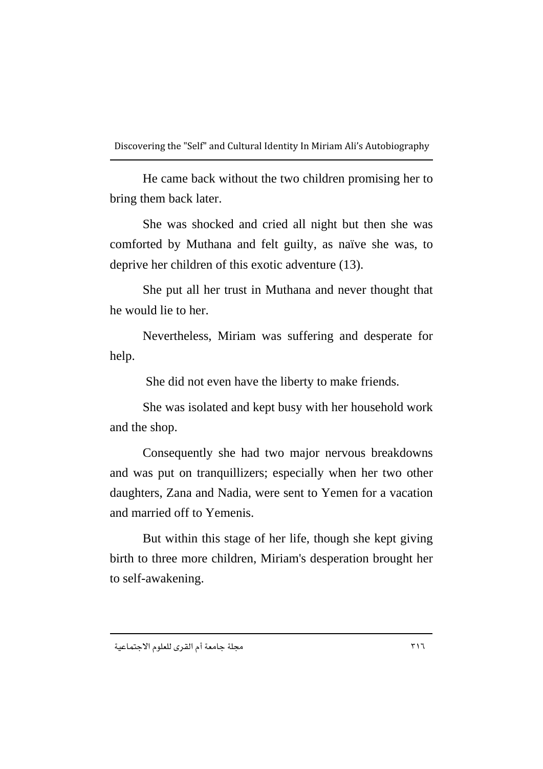He came back without the two children promising her to bring them back later.

She was shocked and cried all night but then she was comforted by Muthana and felt guilty, as naïve she was, to deprive her children of this exotic adventure (13).

She put all her trust in Muthana and never thought that he would lie to her.

Nevertheless, Miriam was suffering and desperate for help.

She did not even have the liberty to make friends.

She was isolated and kept busy with her household work and the shop.

Consequently she had two major nervous breakdowns and was put on tranquillizers; especially when her two other daughters, Zana and Nadia, were sent to Yemen for a vacation and married off to Yemenis.

But within this stage of her life, though she kept giving birth to three more children, Miriam's desperation brought her to self-awakening.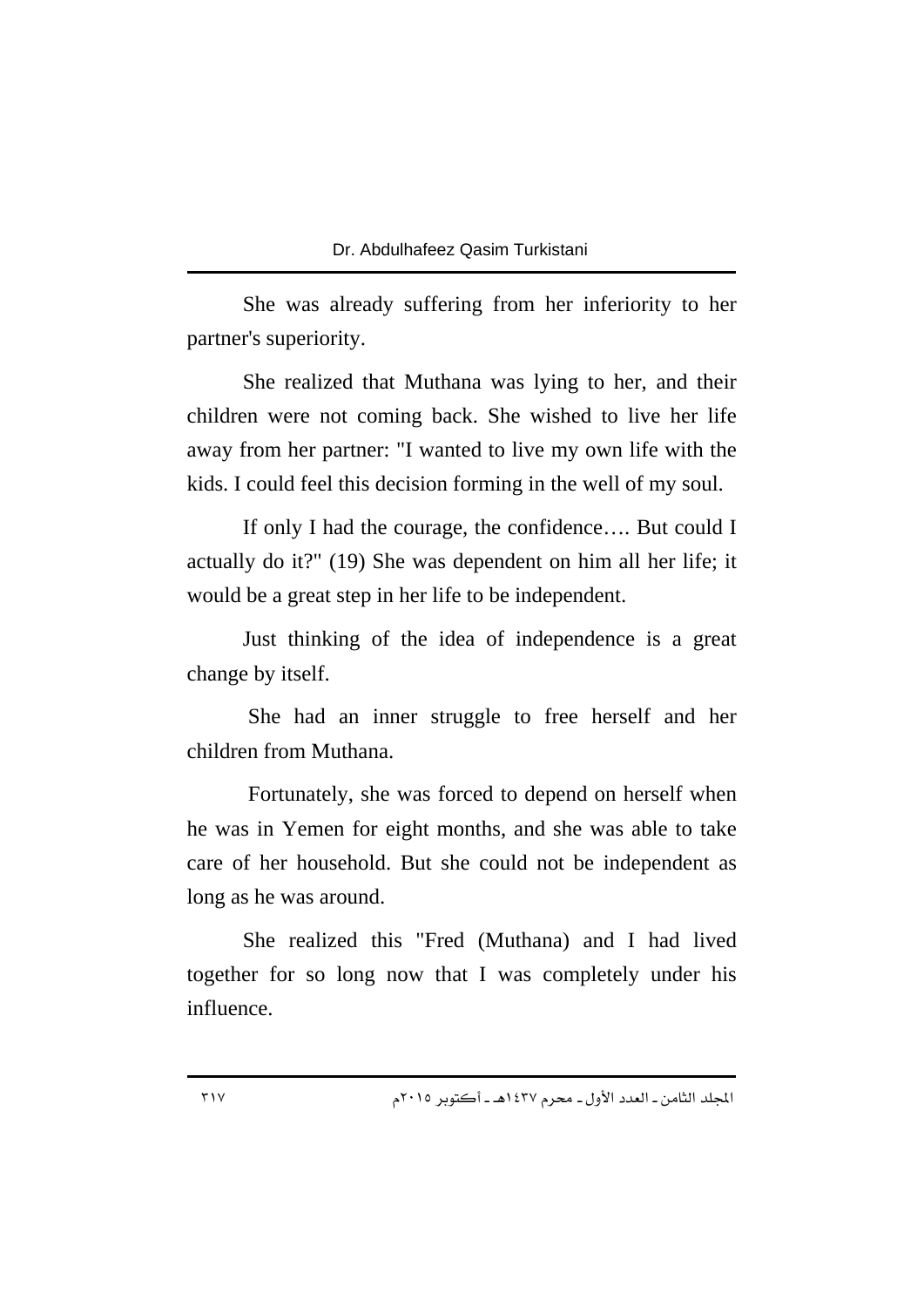She was already suffering from her inferiority to her partner's superiority.

She realized that Muthana was lying to her, and their children were not coming back. She wished to live her life away from her partner: "I wanted to live my own life with the kids. I could feel this decision forming in the well of my soul.

If only I had the courage, the confidence…. But could I actually do it?" (19) She was dependent on him all her life; it would be a great step in her life to be independent.

Just thinking of the idea of independence is a great change by itself.

She had an inner struggle to free herself and her children from Muthana.

Fortunately, she was forced to depend on herself when he was in Yemen for eight months, and she was able to take care of her household. But she could not be independent as long as he was around.

She realized this "Fred (Muthana) and I had lived together for so long now that I was completely under his influence.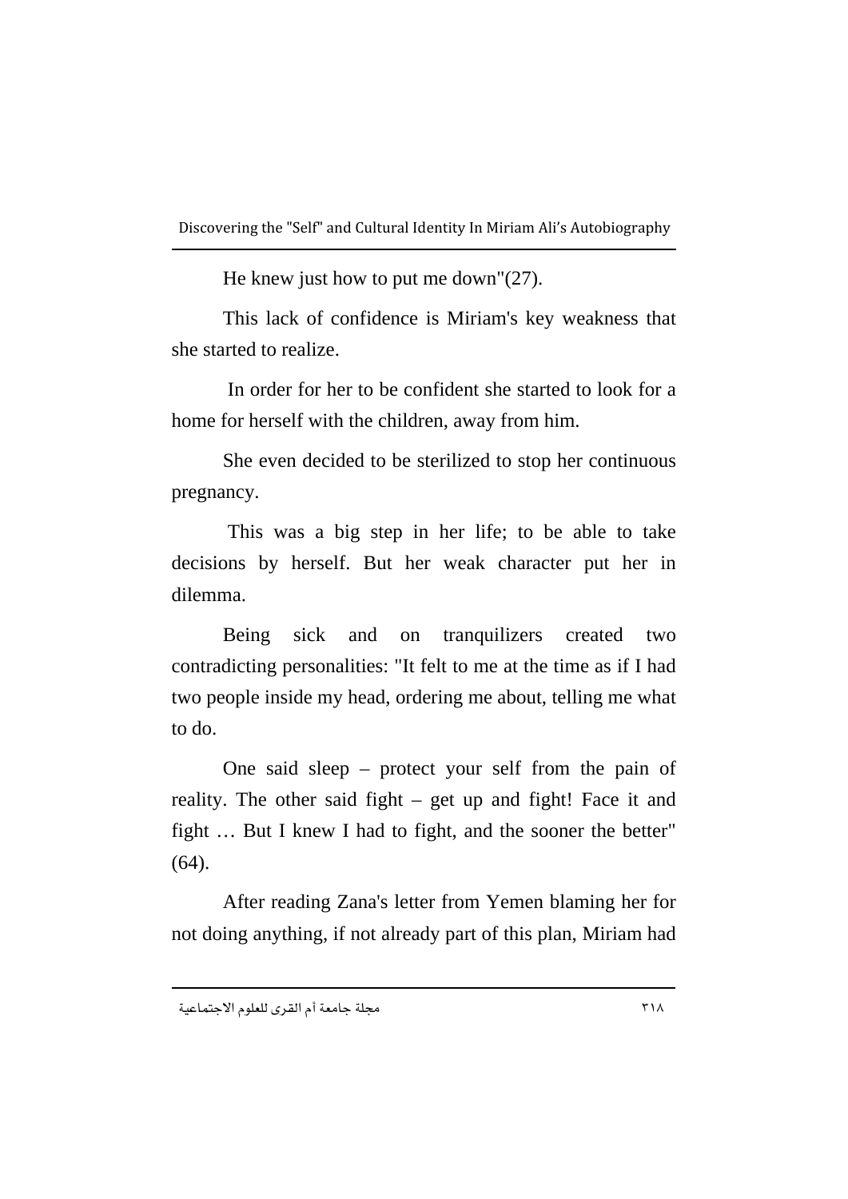He knew just how to put me down"(27).

This lack of confidence is Miriam's key weakness that she started to realize.

In order for her to be confident she started to look for a home for herself with the children, away from him.

She even decided to be sterilized to stop her continuous pregnancy.

This was a big step in her life; to be able to take decisions by herself. But her weak character put her in dilemma.

Being sick and on tranquilizers created two contradicting personalities: "It felt to me at the time as if I had two people inside my head, ordering me about, telling me what to do.

One said sleep – protect your self from the pain of reality. The other said fight – get up and fight! Face it and fight … But I knew I had to fight, and the sooner the better" (64).

After reading Zana's letter from Yemen blaming her for not doing anything, if not already part of this plan, Miriam had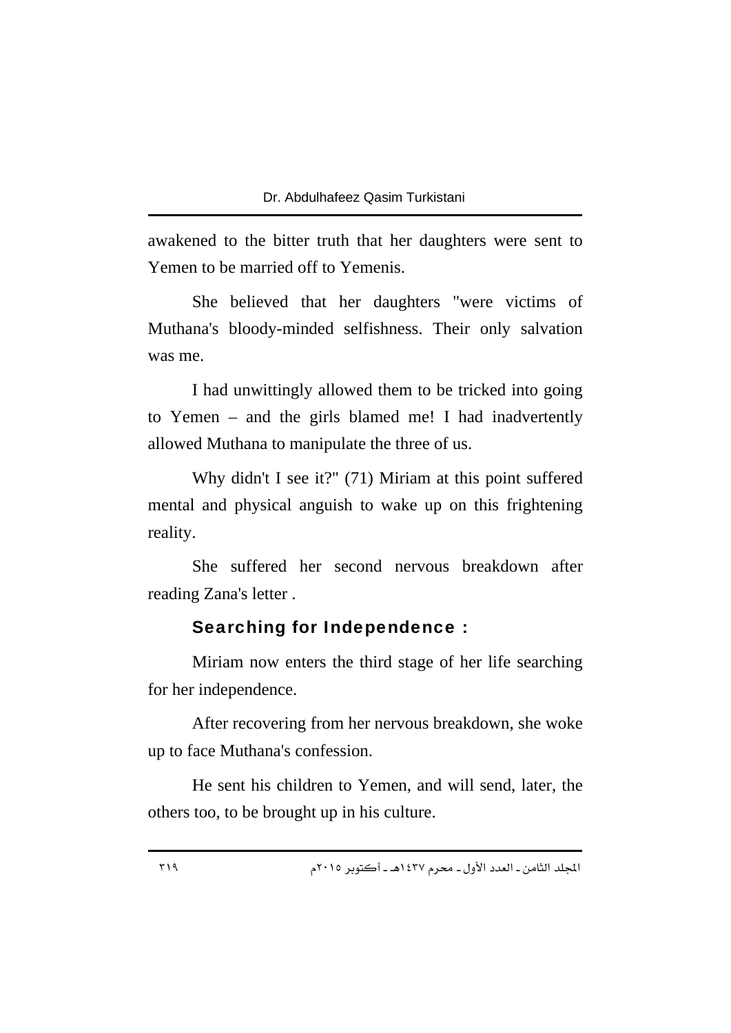awakened to the bitter truth that her daughters were sent to Yemen to be married off to Yemenis.

She believed that her daughters "were victims of Muthana's bloody-minded selfishness. Their only salvation was me.

I had unwittingly allowed them to be tricked into going to Yemen – and the girls blamed me! I had inadvertently allowed Muthana to manipulate the three of us.

Why didn't I see it?" (71) Miriam at this point suffered mental and physical anguish to wake up on this frightening reality.

She suffered her second nervous breakdown after reading Zana's letter .

## Searching for Independence :

Miriam now enters the third stage of her life searching for her independence.

After recovering from her nervous breakdown, she woke up to face Muthana's confession.

He sent his children to Yemen, and will send, later, the others too, to be brought up in his culture.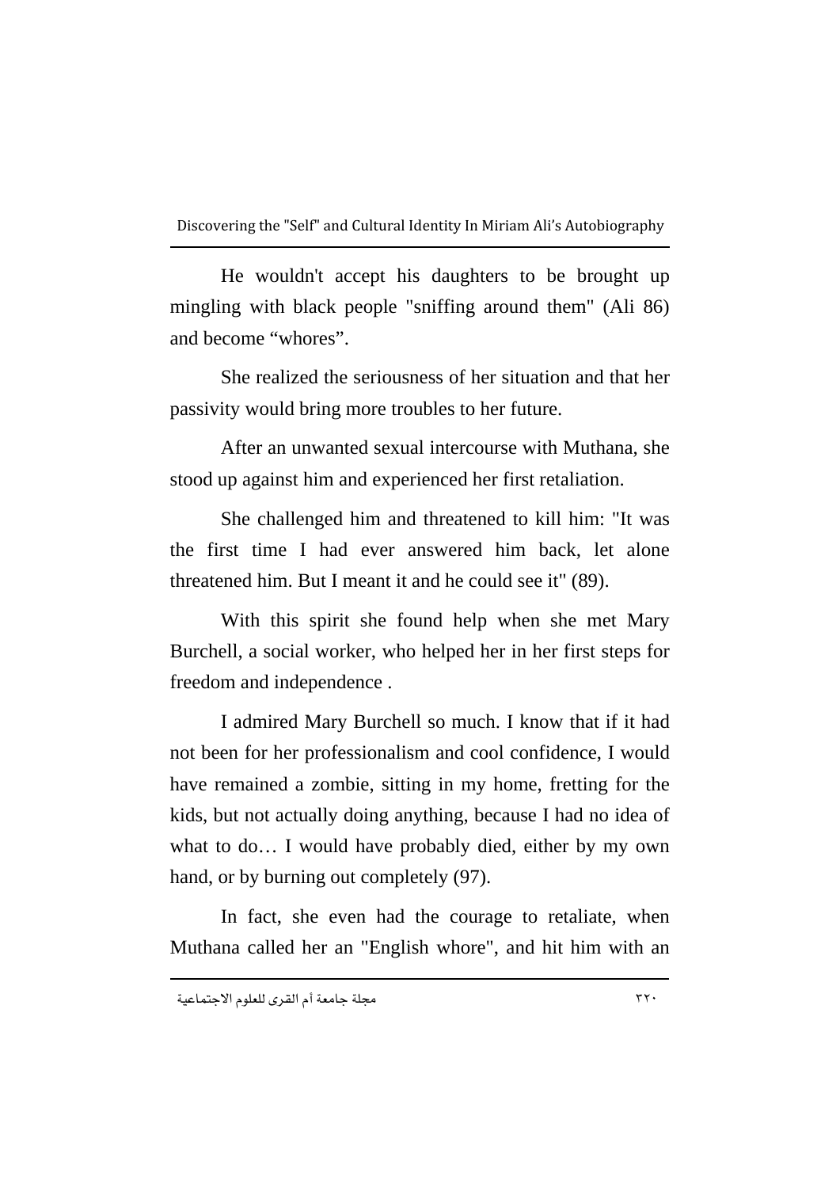He wouldn't accept his daughters to be brought up mingling with black people "sniffing around them" (Ali 86) and become “whores”.

She realized the seriousness of her situation and that her passivity would bring more troubles to her future.

After an unwanted sexual intercourse with Muthana, she stood up against him and experienced her first retaliation.

She challenged him and threatened to kill him: "It was the first time I had ever answered him back, let alone threatened him. But I meant it and he could see it" (89).

With this spirit she found help when she met Mary Burchell, a social worker, who helped her in her first steps for freedom and independence .

I admired Mary Burchell so much. I know that if it had not been for her professionalism and cool confidence, I would have remained a zombie, sitting in my home, fretting for the kids, but not actually doing anything, because I had no idea of what to do… I would have probably died, either by my own hand, or by burning out completely (97).

In fact, she even had the courage to retaliate, when Muthana called her an "English whore", and hit him with an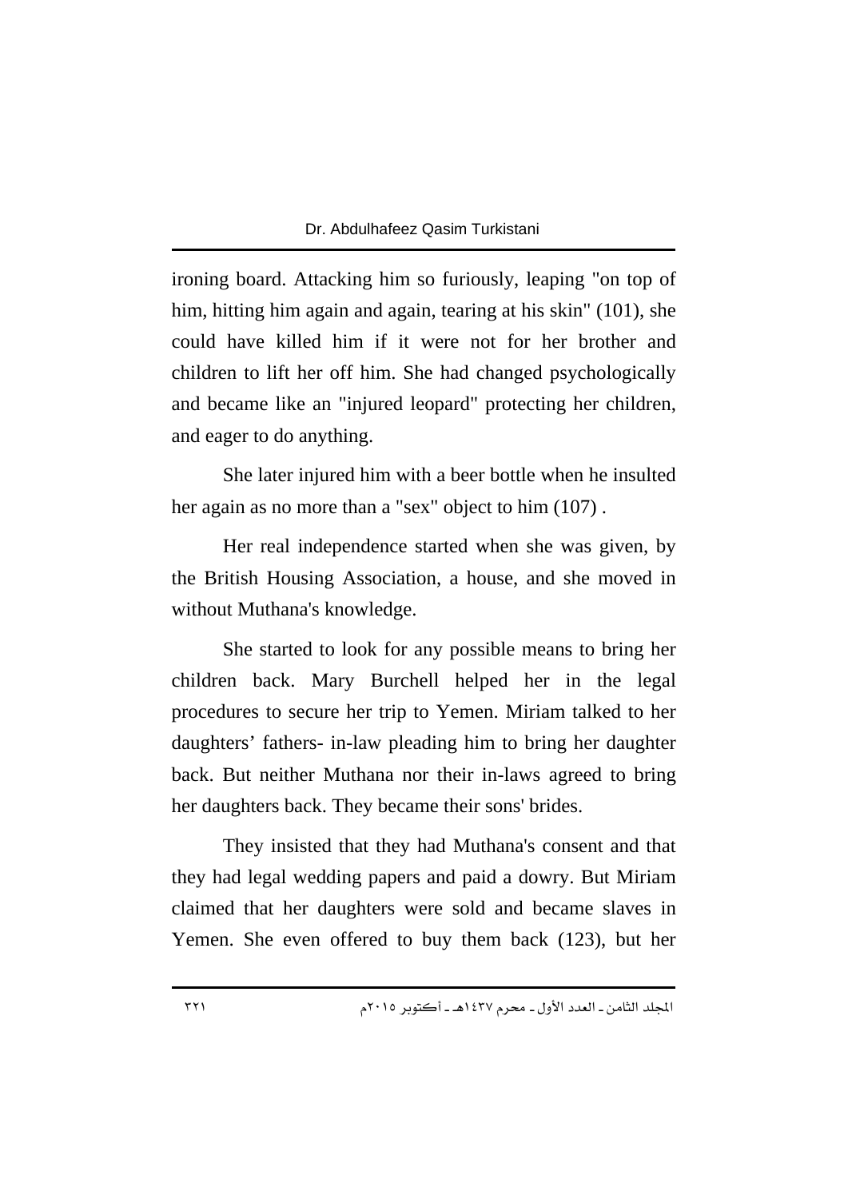ironing board. Attacking him so furiously, leaping "on top of him, hitting him again and again, tearing at his skin" (101), she could have killed him if it were not for her brother and children to lift her off him. She had changed psychologically and became like an "injured leopard" protecting her children, and eager to do anything.

She later injured him with a beer bottle when he insulted her again as no more than a "sex" object to him (107) .

Her real independence started when she was given, by the British Housing Association, a house, and she moved in without Muthana's knowledge.

She started to look for any possible means to bring her children back. Mary Burchell helped her in the legal procedures to secure her trip to Yemen. Miriam talked to her daughters' fathers- in-law pleading him to bring her daughter back. But neither Muthana nor their in-laws agreed to bring her daughters back. They became their sons' brides.

They insisted that they had Muthana's consent and that they had legal wedding papers and paid a dowry. But Miriam claimed that her daughters were sold and became slaves in Yemen. She even offered to buy them back (123), but her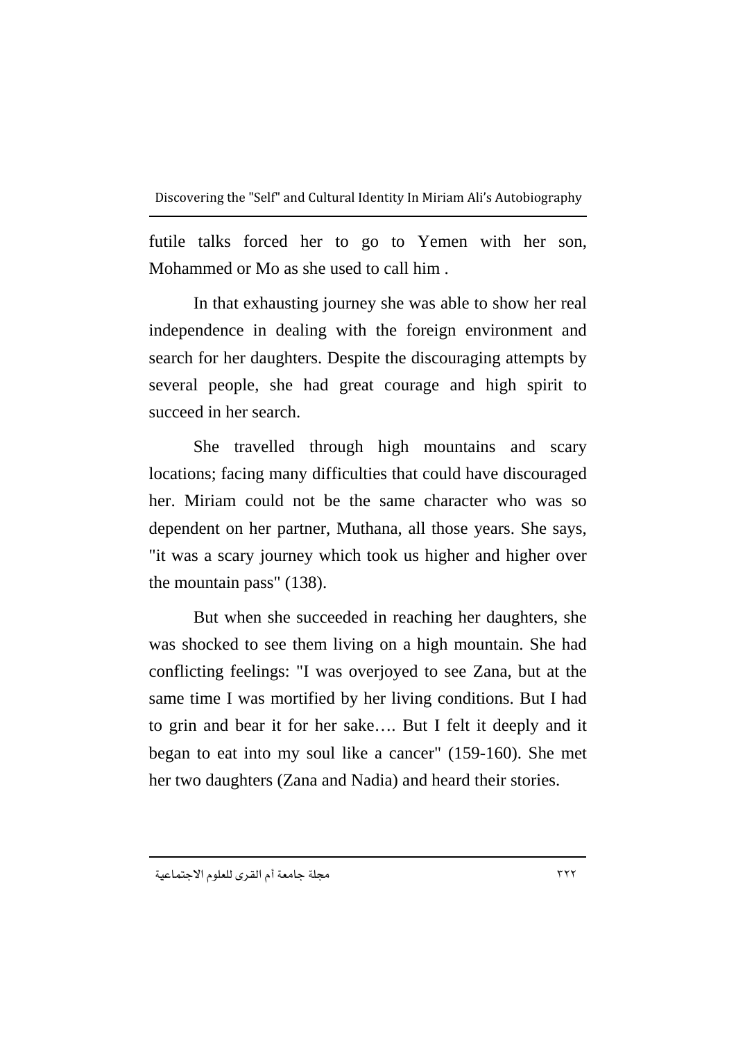futile talks forced her to go to Yemen with her son, Mohammed or Mo as she used to call him .

In that exhausting journey she was able to show her real independence in dealing with the foreign environment and search for her daughters. Despite the discouraging attempts by several people, she had great courage and high spirit to succeed in her search.

She travelled through high mountains and scary locations; facing many difficulties that could have discouraged her. Miriam could not be the same character who was so dependent on her partner, Muthana, all those years. She says, "it was a scary journey which took us higher and higher over the mountain pass" (138).

But when she succeeded in reaching her daughters, she was shocked to see them living on a high mountain. She had conflicting feelings: "I was overjoyed to see Zana, but at the same time I was mortified by her living conditions. But I had to grin and bear it for her sake…. But I felt it deeply and it began to eat into my soul like a cancer" (159-160). She met her two daughters (Zana and Nadia) and heard their stories.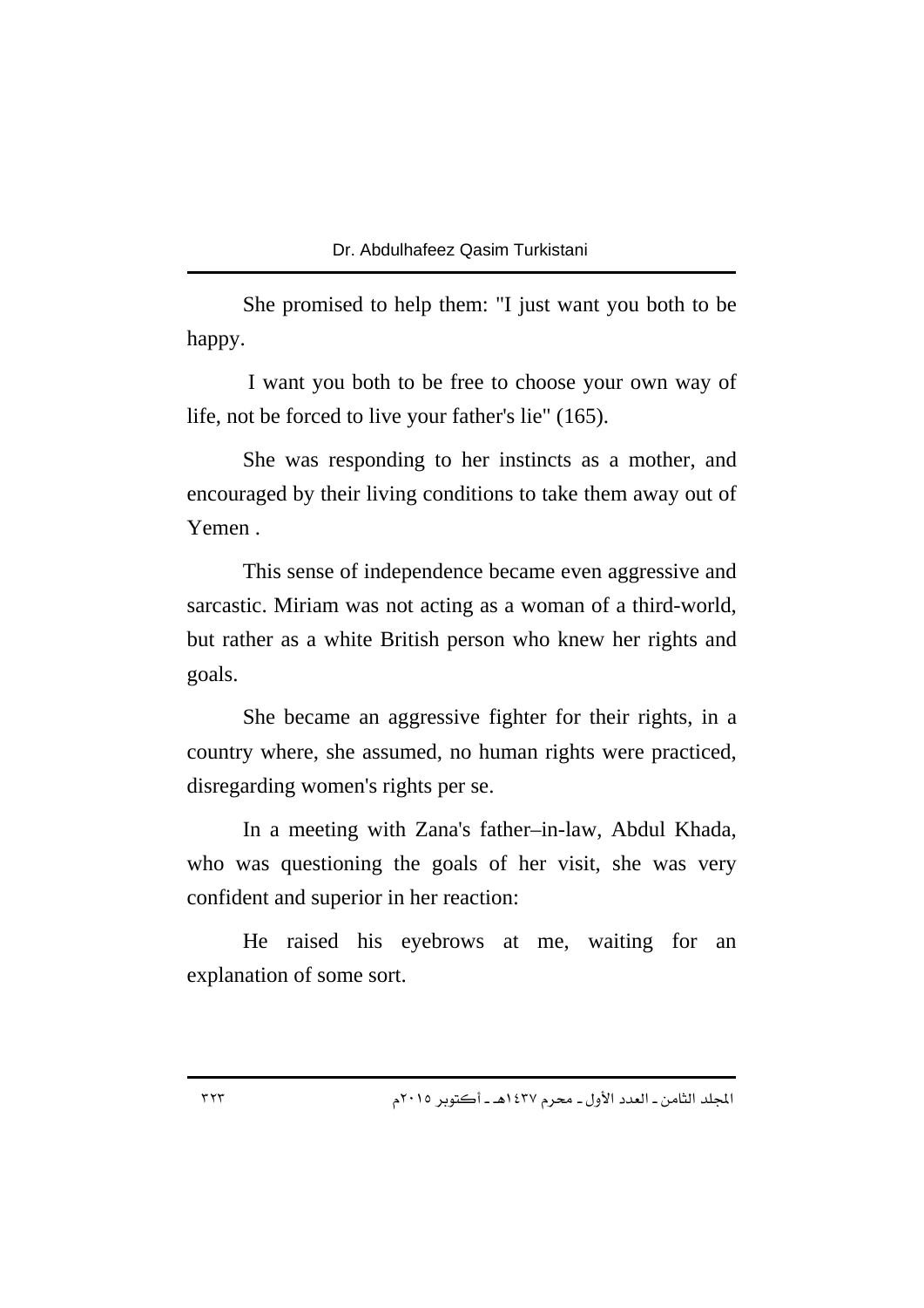She promised to help them: "I just want you both to be happy.

I want you both to be free to choose your own way of life, not be forced to live your father's lie" (165).

She was responding to her instincts as a mother, and encouraged by their living conditions to take them away out of Yemen .

This sense of independence became even aggressive and sarcastic. Miriam was not acting as a woman of a third-world, but rather as a white British person who knew her rights and goals.

She became an aggressive fighter for their rights, in a country where, she assumed, no human rights were practiced, disregarding women's rights per se.

In a meeting with Zana's father–in-law, Abdul Khada, who was questioning the goals of her visit, she was very confident and superior in her reaction:

He raised his eyebrows at me, waiting for an explanation of some sort.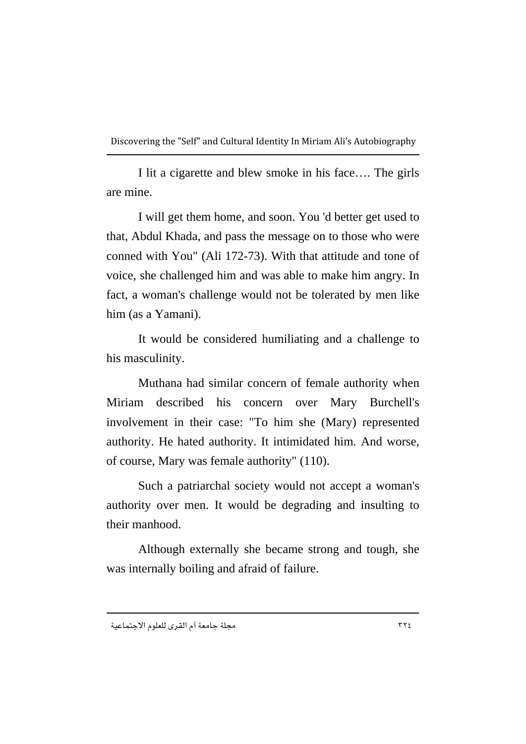I lit a cigarette and blew smoke in his face…. The girls are mine.

I will get them home, and soon. You 'd better get used to that, Abdul Khada, and pass the message on to those who were conned with You" (Ali 172-73). With that attitude and tone of voice, she challenged him and was able to make him angry. In fact, a woman's challenge would not be tolerated by men like him (as a Yamani).

It would be considered humiliating and a challenge to his masculinity.

Muthana had similar concern of female authority when Miriam described his concern over Mary Burchell's involvement in their case: "To him she (Mary) represented authority. He hated authority. It intimidated him. And worse, of course, Mary was female authority" (110).

Such a patriarchal society would not accept a woman's authority over men. It would be degrading and insulting to their manhood.

Although externally she became strong and tough, she was internally boiling and afraid of failure.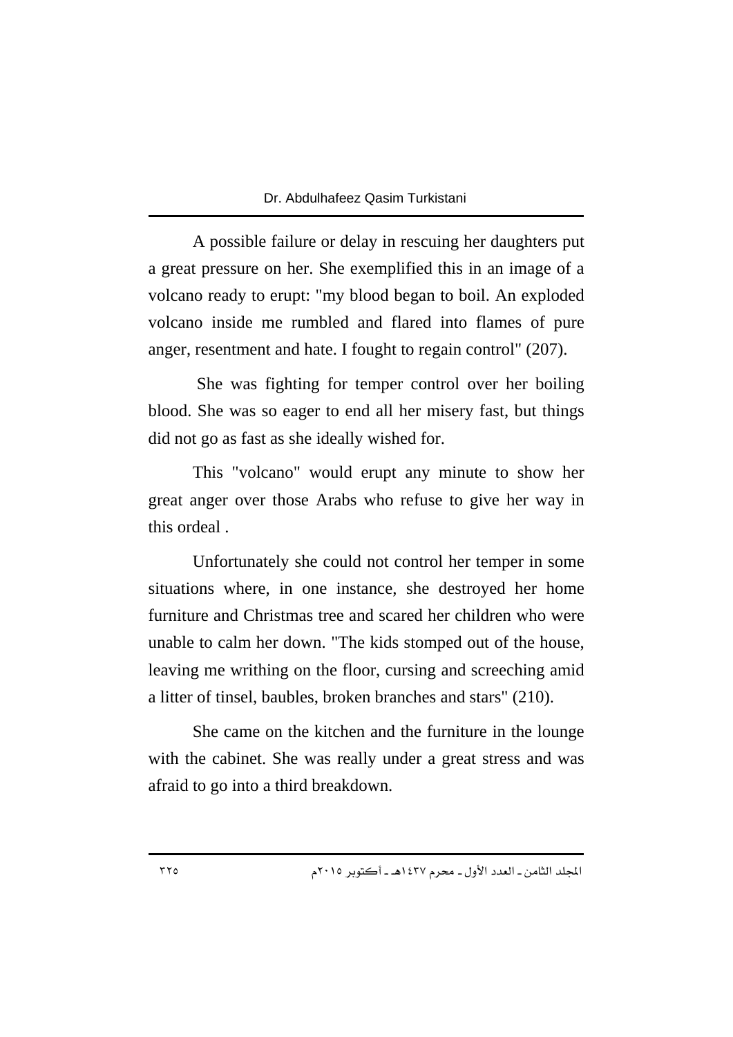A possible failure or delay in rescuing her daughters put a great pressure on her. She exemplified this in an image of a volcano ready to erupt: "my blood began to boil. An exploded volcano inside me rumbled and flared into flames of pure anger, resentment and hate. I fought to regain control" (207).

She was fighting for temper control over her boiling blood. She was so eager to end all her misery fast, but things did not go as fast as she ideally wished for.

This "volcano" would erupt any minute to show her great anger over those Arabs who refuse to give her way in this ordeal .

Unfortunately she could not control her temper in some situations where, in one instance, she destroyed her home furniture and Christmas tree and scared her children who were unable to calm her down. "The kids stomped out of the house, leaving me writhing on the floor, cursing and screeching amid a litter of tinsel, baubles, broken branches and stars" (210).

She came on the kitchen and the furniture in the lounge with the cabinet. She was really under a great stress and was afraid to go into a third breakdown.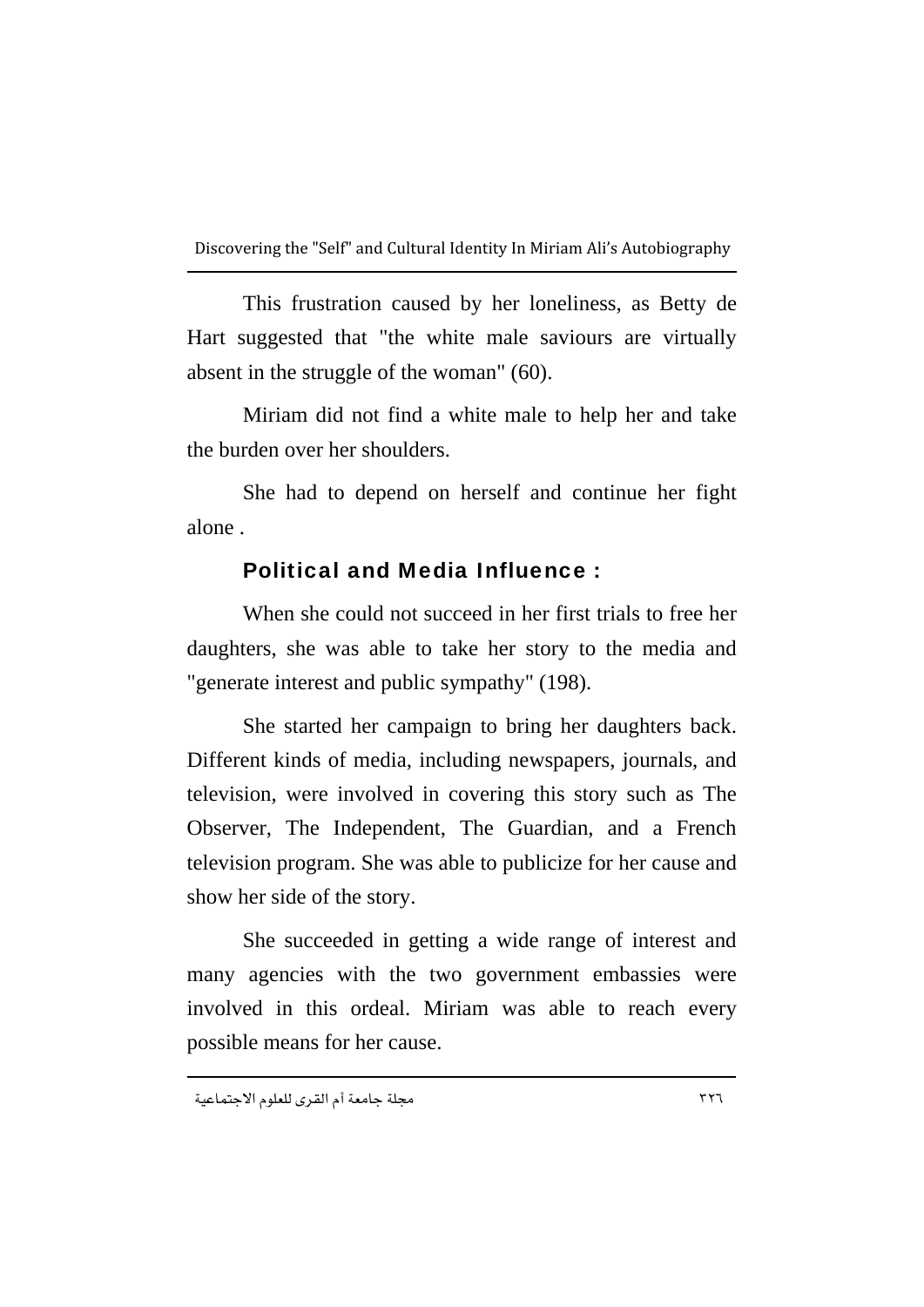This frustration caused by her loneliness, as Betty de Hart suggested that "the white male saviours are virtually absent in the struggle of the woman" (60).

Miriam did not find a white male to help her and take the burden over her shoulders.

She had to depend on herself and continue her fight alone .

### Political and Media Influence :

When she could not succeed in her first trials to free her daughters, she was able to take her story to the media and "generate interest and public sympathy" (198).

She started her campaign to bring her daughters back. Different kinds of media, including newspapers, journals, and television, were involved in covering this story such as The Observer, The Independent, The Guardian, and a French television program. She was able to publicize for her cause and show her side of the story.

She succeeded in getting a wide range of interest and many agencies with the two government embassies were involved in this ordeal. Miriam was able to reach every possible means for her cause.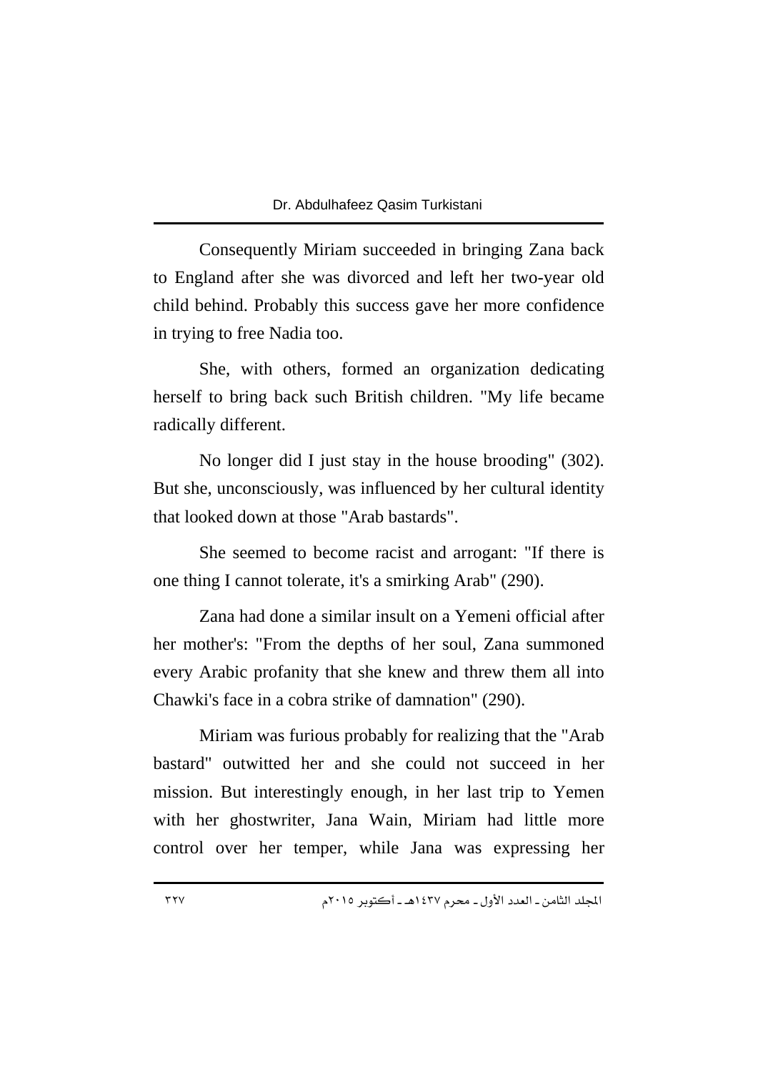Consequently Miriam succeeded in bringing Zana back to England after she was divorced and left her two-year old child behind. Probably this success gave her more confidence in trying to free Nadia too.

She, with others, formed an organization dedicating herself to bring back such British children. "My life became radically different.

No longer did I just stay in the house brooding" (302). But she, unconsciously, was influenced by her cultural identity that looked down at those "Arab bastards".

She seemed to become racist and arrogant: "If there is one thing I cannot tolerate, it's a smirking Arab" (290).

Zana had done a similar insult on a Yemeni official after her mother's: "From the depths of her soul, Zana summoned every Arabic profanity that she knew and threw them all into Chawki's face in a cobra strike of damnation" (290).

Miriam was furious probably for realizing that the "Arab bastard" outwitted her and she could not succeed in her mission. But interestingly enough, in her last trip to Yemen with her ghostwriter, Jana Wain, Miriam had little more control over her temper, while Jana was expressing her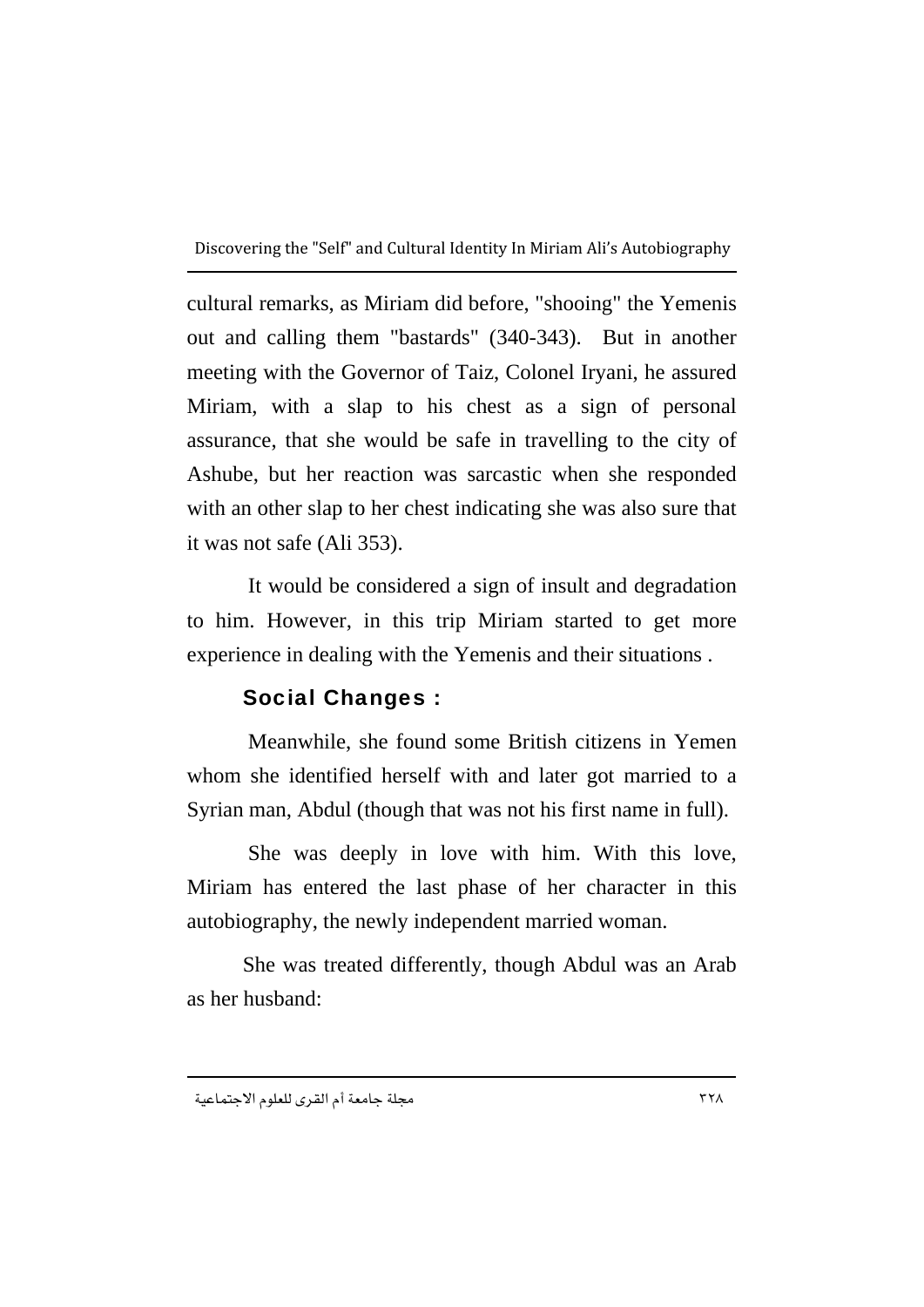cultural remarks, as Miriam did before, "shooing" the Yemenis out and calling them "bastards" (340-343). But in another meeting with the Governor of Taiz, Colonel Iryani, he assured Miriam, with a slap to his chest as a sign of personal assurance, that she would be safe in travelling to the city of Ashube, but her reaction was sarcastic when she responded with an other slap to her chest indicating she was also sure that it was not safe (Ali 353).

It would be considered a sign of insult and degradation to him. However, in this trip Miriam started to get more experience in dealing with the Yemenis and their situations .

### Social Changes :

Meanwhile, she found some British citizens in Yemen whom she identified herself with and later got married to a Syrian man, Abdul (though that was not his first name in full).

She was deeply in love with him. With this love, Miriam has entered the last phase of her character in this autobiography, the newly independent married woman.

She was treated differently, though Abdul was an Arab as her husband: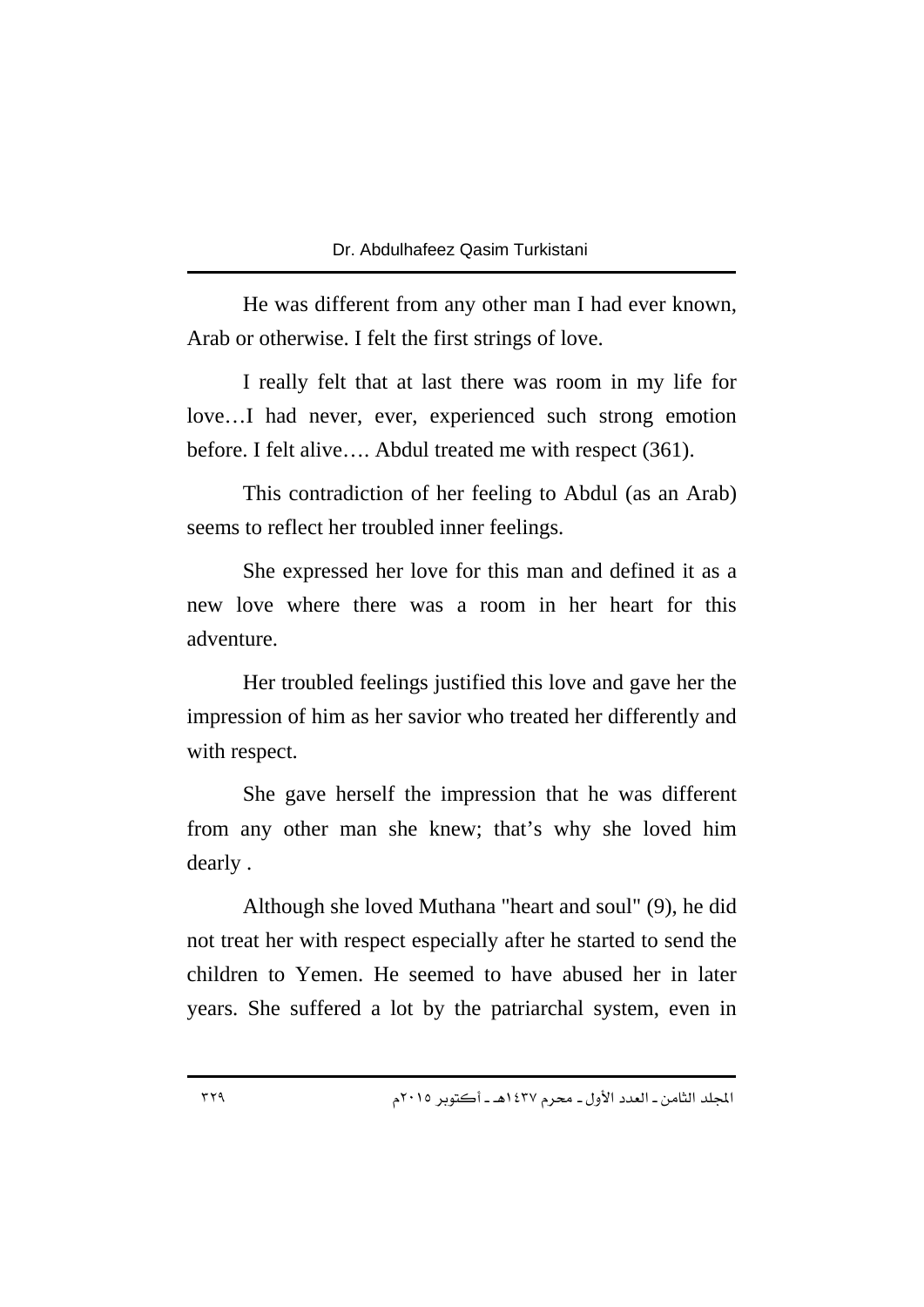He was different from any other man I had ever known, Arab or otherwise. I felt the first strings of love.

I really felt that at last there was room in my life for love…I had never, ever, experienced such strong emotion before. I felt alive…. Abdul treated me with respect (361).

This contradiction of her feeling to Abdul (as an Arab) seems to reflect her troubled inner feelings.

She expressed her love for this man and defined it as a new love where there was a room in her heart for this adventure.

Her troubled feelings justified this love and gave her the impression of him as her savior who treated her differently and with respect.

She gave herself the impression that he was different from any other man she knew; that's why she loved him dearly .

Although she loved Muthana "heart and soul" (9), he did not treat her with respect especially after he started to send the children to Yemen. He seemed to have abused her in later years. She suffered a lot by the patriarchal system, even in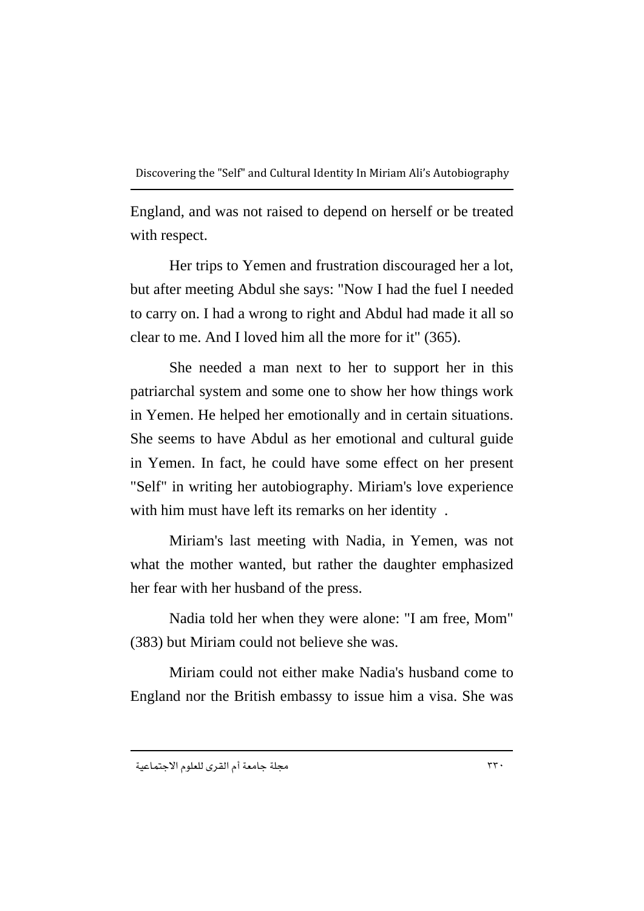England, and was not raised to depend on herself or be treated with respect.

Her trips to Yemen and frustration discouraged her a lot, but after meeting Abdul she says: "Now I had the fuel I needed to carry on. I had a wrong to right and Abdul had made it all so clear to me. And I loved him all the more for it" (365).

She needed a man next to her to support her in this patriarchal system and some one to show her how things work in Yemen. He helped her emotionally and in certain situations. She seems to have Abdul as her emotional and cultural guide in Yemen. In fact, he could have some effect on her present "Self" in writing her autobiography. Miriam's love experience with him must have left its remarks on her identity .

Miriam's last meeting with Nadia, in Yemen, was not what the mother wanted, but rather the daughter emphasized her fear with her husband of the press.

Nadia told her when they were alone: "I am free, Mom" (383) but Miriam could not believe she was.

Miriam could not either make Nadia's husband come to England nor the British embassy to issue him a visa. She was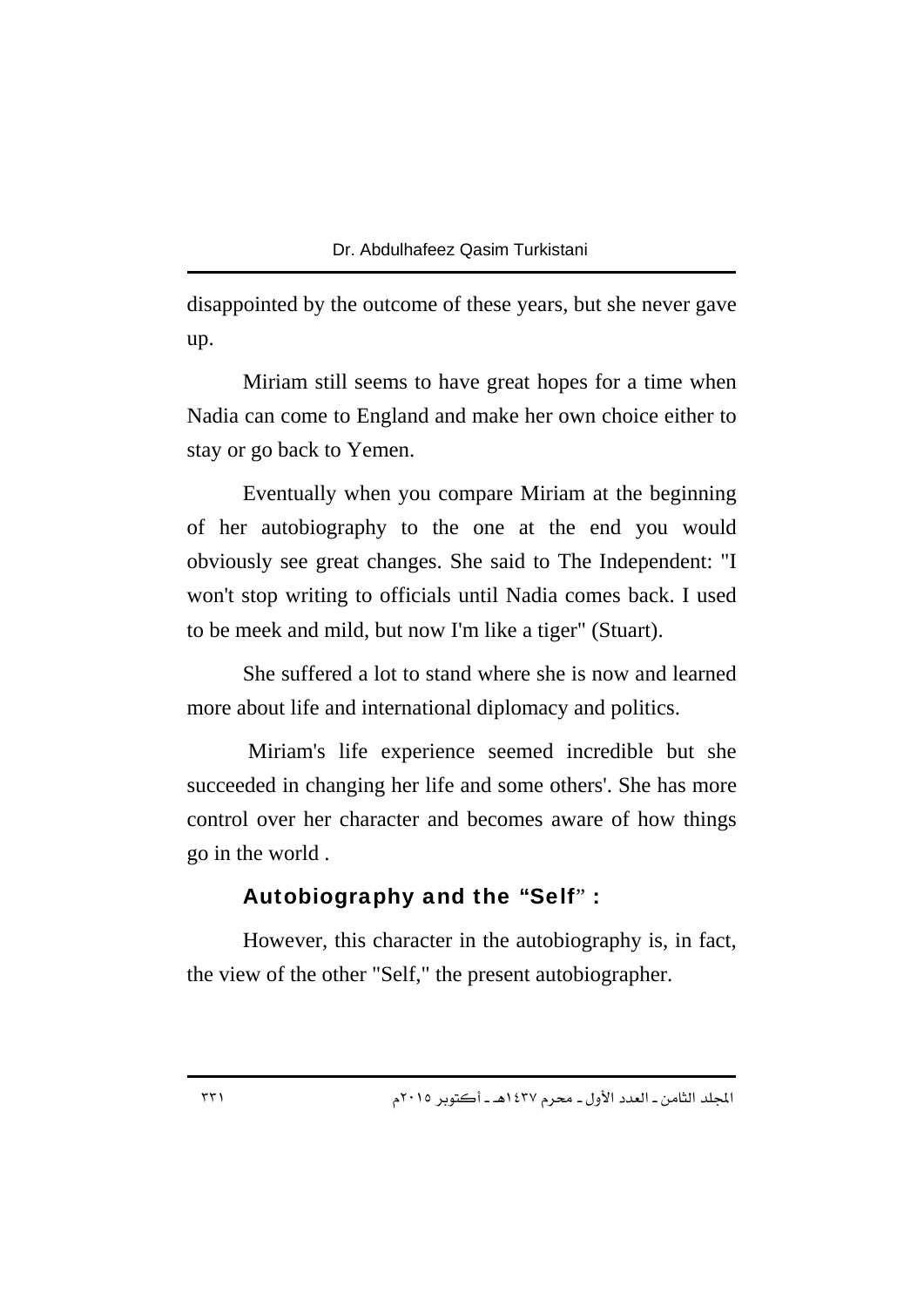disappointed by the outcome of these years, but she never gave up.

Miriam still seems to have great hopes for a time when Nadia can come to England and make her own choice either to stay or go back to Yemen.

Eventually when you compare Miriam at the beginning of her autobiography to the one at the end you would obviously see great changes. She said to The Independent: "I won't stop writing to officials until Nadia comes back. I used to be meek and mild, but now I'm like a tiger" (Stuart).

She suffered a lot to stand where she is now and learned more about life and international diplomacy and politics.

Miriam's life experience seemed incredible but she succeeded in changing her life and some others'. She has more control over her character and becomes aware of how things go in the world .

## Autobiography and the "Self" :

However, this character in the autobiography is, in fact, the view of the other "Self," the present autobiographer.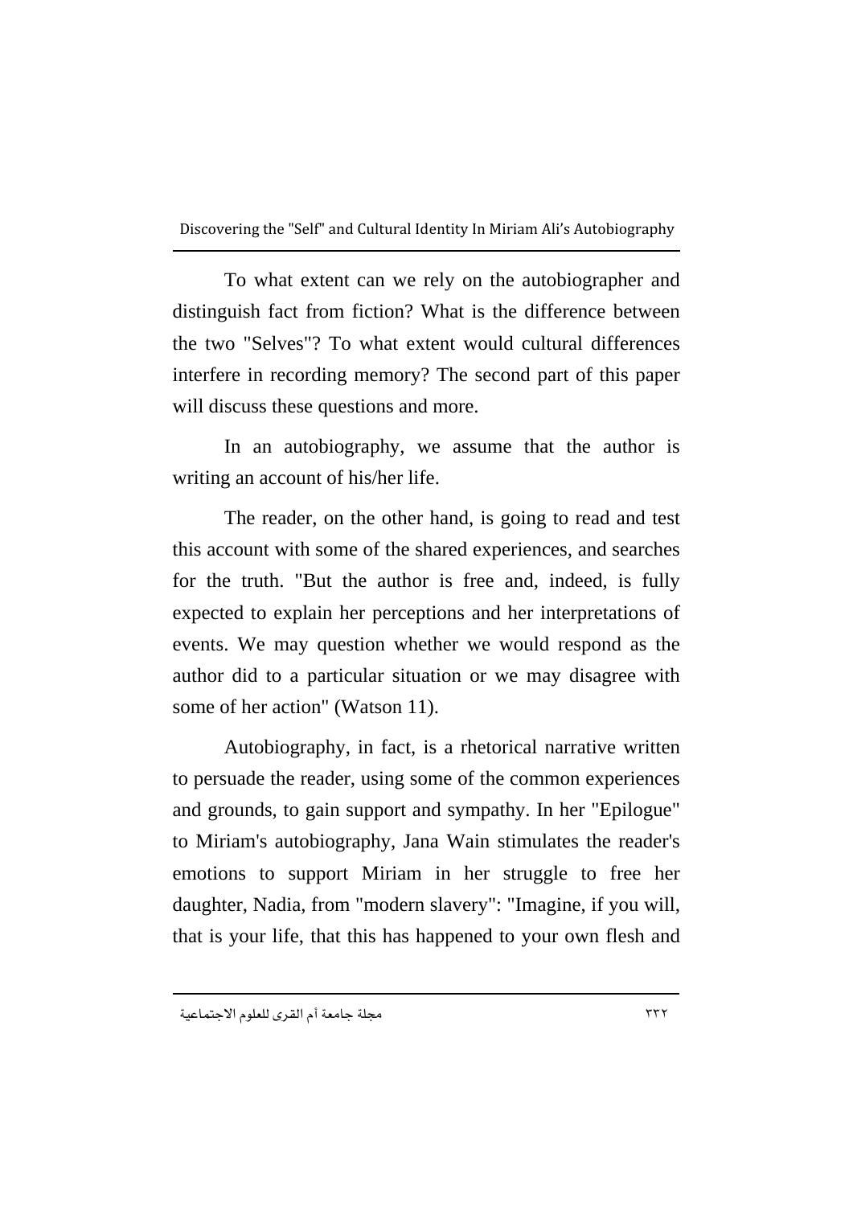To what extent can we rely on the autobiographer and distinguish fact from fiction? What is the difference between the two "Selves"? To what extent would cultural differences interfere in recording memory? The second part of this paper will discuss these questions and more.

In an autobiography, we assume that the author is writing an account of his/her life.

The reader, on the other hand, is going to read and test this account with some of the shared experiences, and searches for the truth. "But the author is free and, indeed, is fully expected to explain her perceptions and her interpretations of events. We may question whether we would respond as the author did to a particular situation or we may disagree with some of her action" (Watson 11).

Autobiography, in fact, is a rhetorical narrative written to persuade the reader, using some of the common experiences and grounds, to gain support and sympathy. In her "Epilogue" to Miriam's autobiography, Jana Wain stimulates the reader's emotions to support Miriam in her struggle to free her daughter, Nadia, from "modern slavery": "Imagine, if you will, that is your life, that this has happened to your own flesh and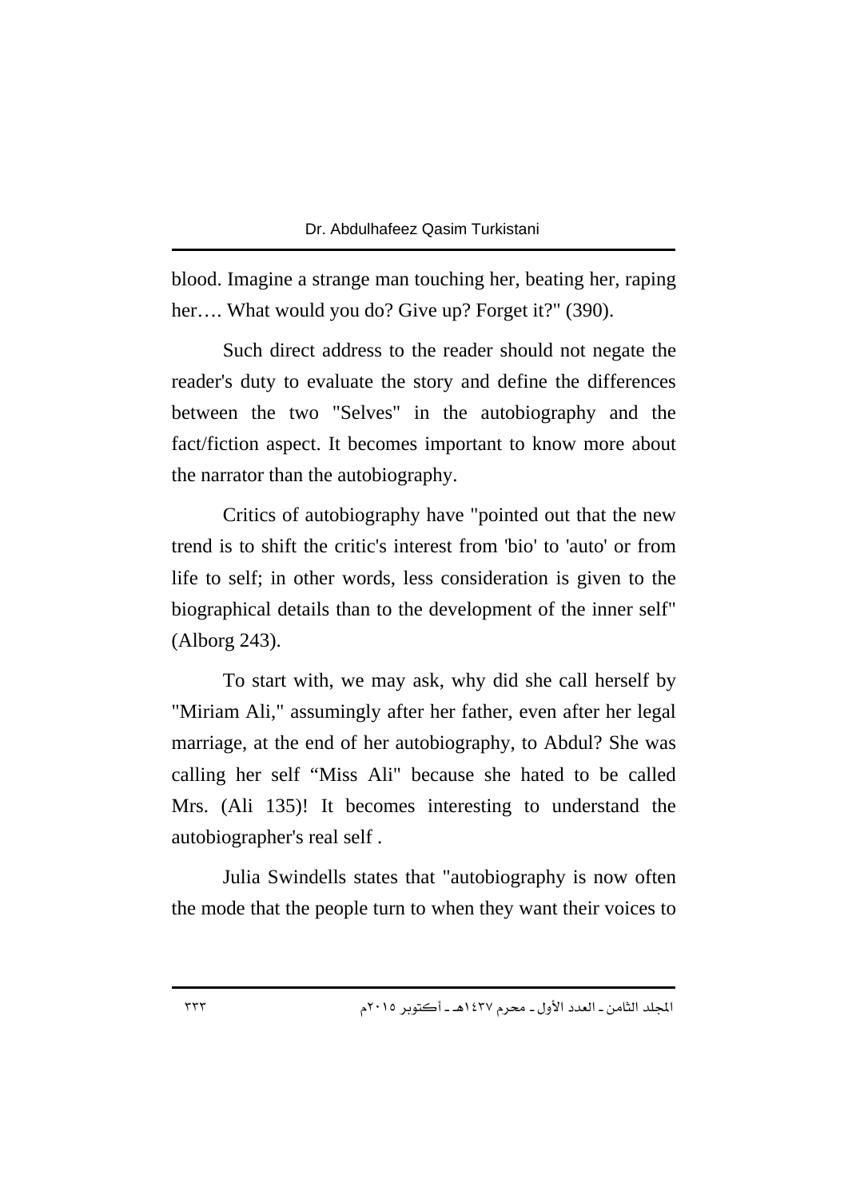blood. Imagine a strange man touching her, beating her, raping her…. What would you do? Give up? Forget it?" (390).

Such direct address to the reader should not negate the reader's duty to evaluate the story and define the differences between the two "Selves" in the autobiography and the fact/fiction aspect. It becomes important to know more about the narrator than the autobiography.

Critics of autobiography have "pointed out that the new trend is to shift the critic's interest from 'bio' to 'auto' or from life to self; in other words, less consideration is given to the biographical details than to the development of the inner self" (Alborg 243).

To start with, we may ask, why did she call herself by "Miriam Ali," assumingly after her father, even after her legal marriage, at the end of her autobiography, to Abdul? She was calling her self "Miss Ali" because she hated to be called Mrs. (Ali 135)! It becomes interesting to understand the autobiographer's real self .

Julia Swindells states that "autobiography is now often the mode that the people turn to when they want their voices to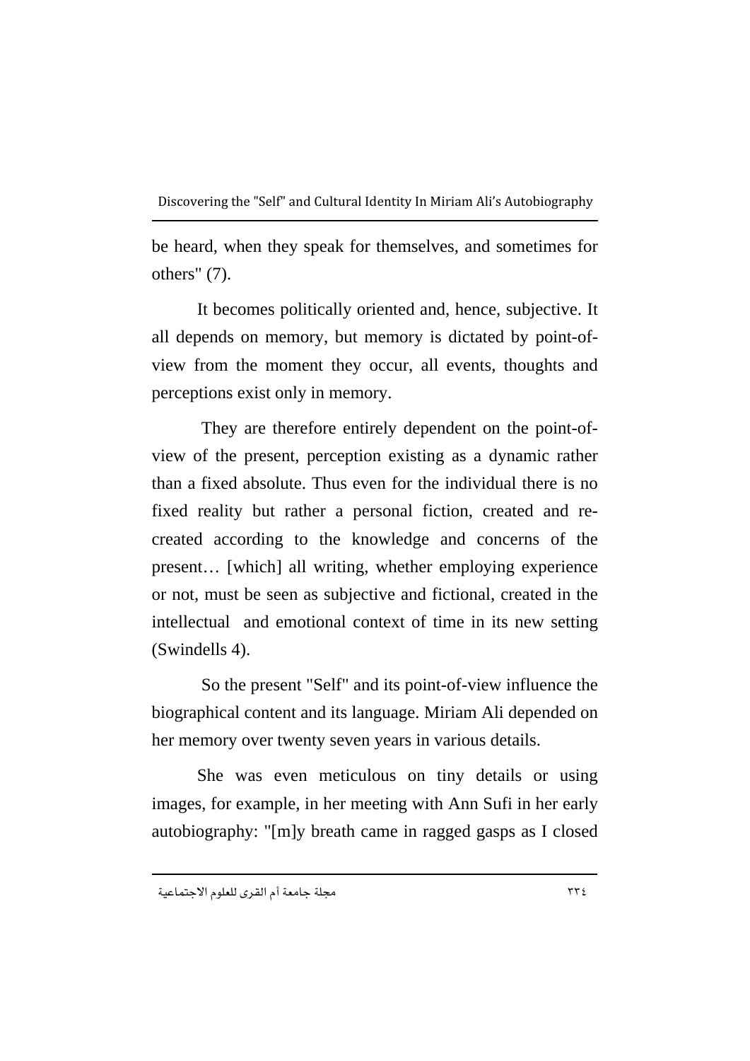be heard, when they speak for themselves, and sometimes for others" (7).

It becomes politically oriented and, hence, subjective. It all depends on memory, but memory is dictated by point-of-view from the moment they occur, all events, thoughts and perceptions exist only in memory.

They are therefore entirely dependent on the point-of-view of the present, perception existing as a dynamic rather than a fixed absolute. Thus even for the individual there is no fixed reality but rather a personal fiction, created and re-created according to the knowledge and concerns of the present… [which] all writing, whether employing experience or not, must be seen as subjective and fictional, created in the intellectual and emotional context of time in its new setting (Swindells 4).

So the present "Self" and its point-of-view influence the biographical content and its language. Miriam Ali depended on her memory over twenty seven years in various details.

She was even meticulous on tiny details or using images, for example, in her meeting with Ann Sufi in her early autobiography: "[m]y breath came in ragged gasps as I closed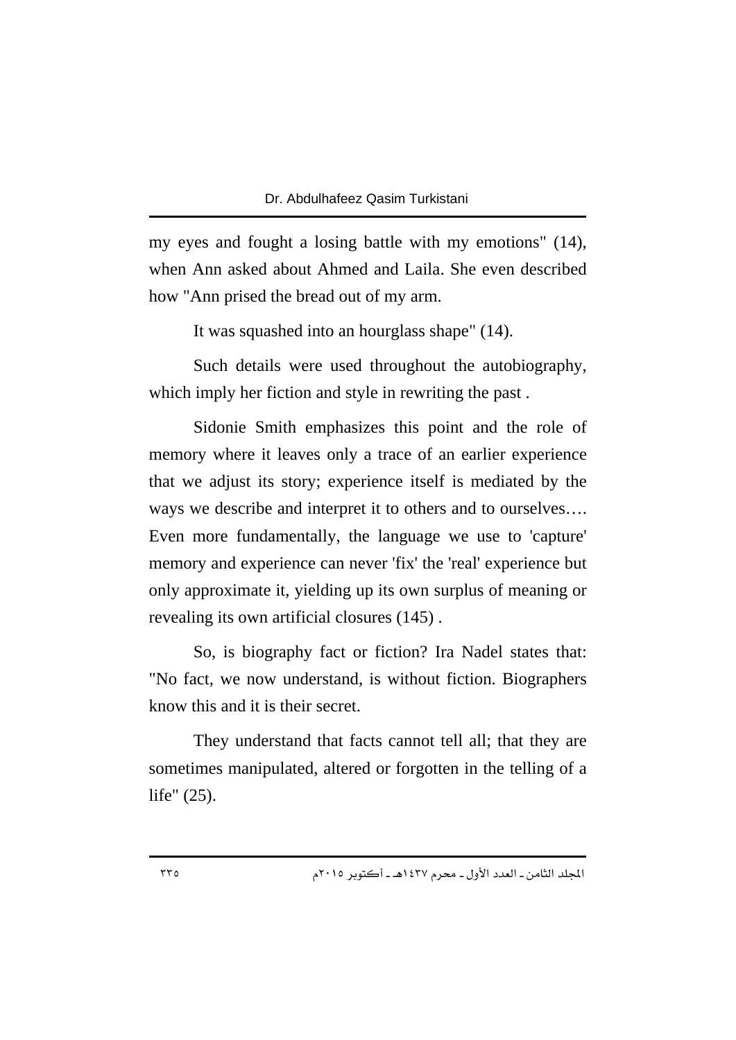my eyes and fought a losing battle with my emotions" (14), when Ann asked about Ahmed and Laila. She even described how "Ann prised the bread out of my arm.

It was squashed into an hourglass shape" (14).

Such details were used throughout the autobiography, which imply her fiction and style in rewriting the past .

Sidonie Smith emphasizes this point and the role of memory where it leaves only a trace of an earlier experience that we adjust its story; experience itself is mediated by the ways we describe and interpret it to others and to ourselves…. Even more fundamentally, the language we use to 'capture' memory and experience can never 'fix' the 'real' experience but only approximate it, yielding up its own surplus of meaning or revealing its own artificial closures (145) .

So, is biography fact or fiction? Ira Nadel states that: "No fact, we now understand, is without fiction. Biographers know this and it is their secret.

They understand that facts cannot tell all; that they are sometimes manipulated, altered or forgotten in the telling of a life" (25).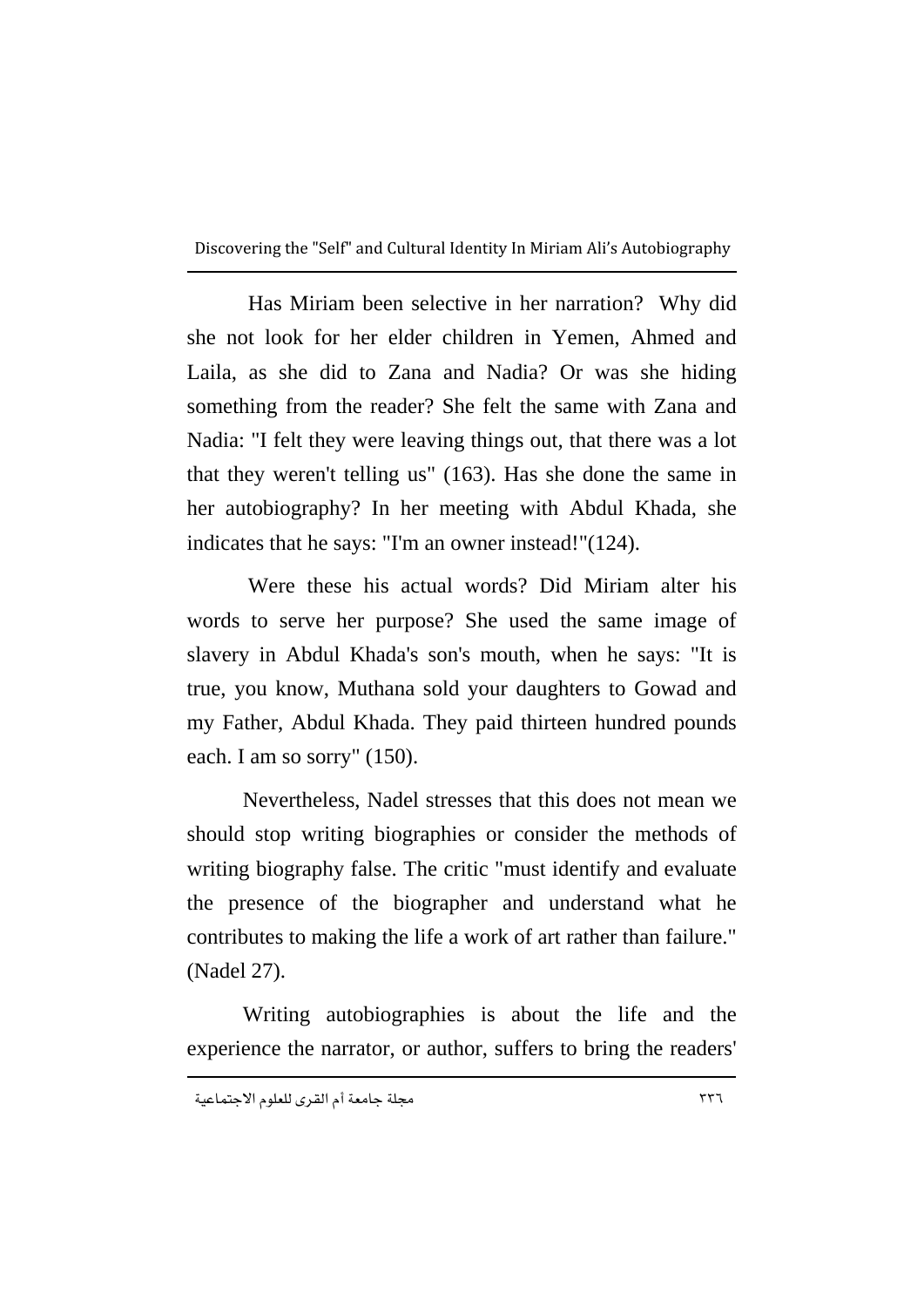Has Miriam been selective in her narration? Why did she not look for her elder children in Yemen, Ahmed and Laila, as she did to Zana and Nadia? Or was she hiding something from the reader? She felt the same with Zana and Nadia: "I felt they were leaving things out, that there was a lot that they weren't telling us" (163). Has she done the same in her autobiography? In her meeting with Abdul Khada, she indicates that he says: "I'm an owner instead!"(124).

Were these his actual words? Did Miriam alter his words to serve her purpose? She used the same image of slavery in Abdul Khada's son's mouth, when he says: "It is true, you know, Muthana sold your daughters to Gowad and my Father, Abdul Khada. They paid thirteen hundred pounds each. I am so sorry" (150).

Nevertheless, Nadel stresses that this does not mean we should stop writing biographies or consider the methods of writing biography false. The critic "must identify and evaluate the presence of the biographer and understand what he contributes to making the life a work of art rather than failure." (Nadel 27).

Writing autobiographies is about the life and the experience the narrator, or author, suffers to bring the readers'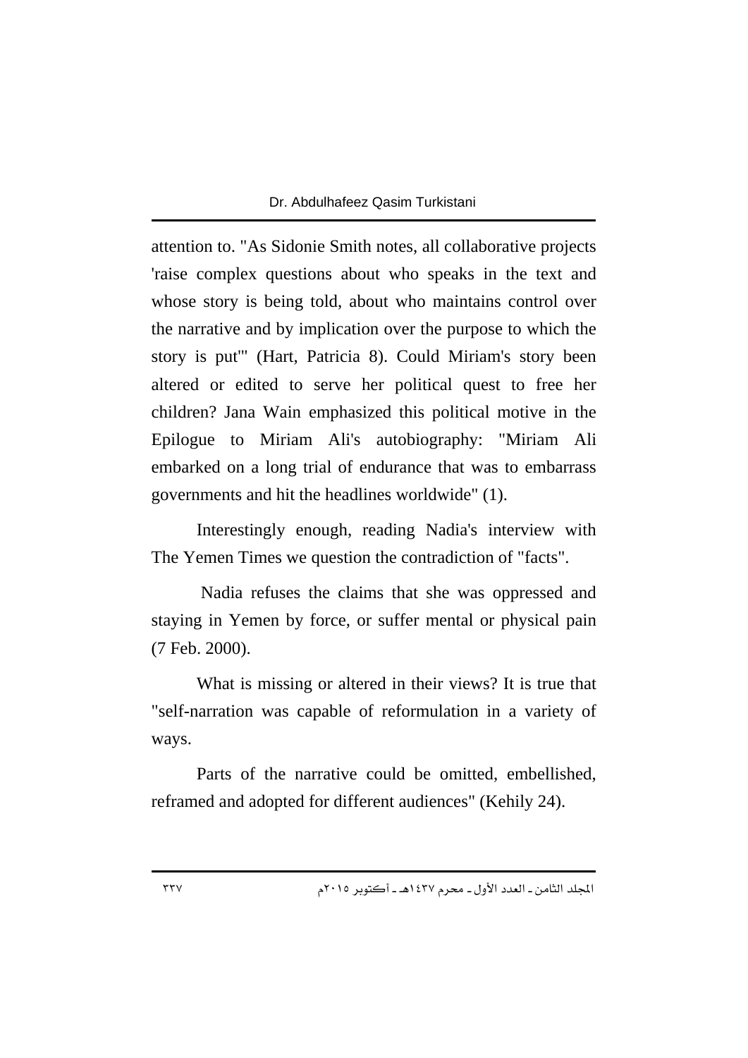attention to. "As Sidonie Smith notes, all collaborative projects 'raise complex questions about who speaks in the text and whose story is being told, about who maintains control over the narrative and by implication over the purpose to which the story is put'" (Hart, Patricia 8). Could Miriam's story been altered or edited to serve her political quest to free her children? Jana Wain emphasized this political motive in the Epilogue to Miriam Ali's autobiography: "Miriam Ali embarked on a long trial of endurance that was to embarrass governments and hit the headlines worldwide" (1).

Interestingly enough, reading Nadia's interview with The Yemen Times we question the contradiction of "facts".

Nadia refuses the claims that she was oppressed and staying in Yemen by force, or suffer mental or physical pain (7 Feb. 2000).

What is missing or altered in their views? It is true that "self-narration was capable of reformulation in a variety of ways.

Parts of the narrative could be omitted, embellished, reframed and adopted for different audiences" (Kehily 24).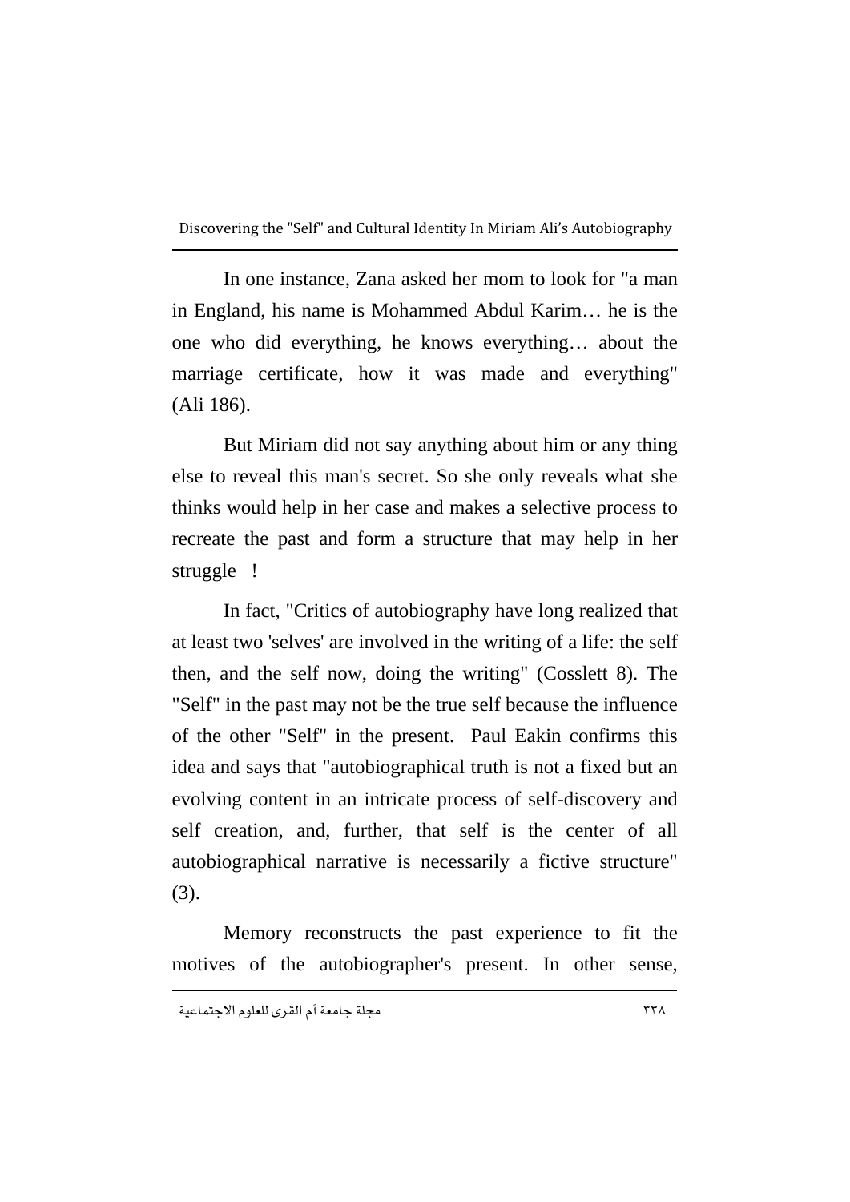In one instance, Zana asked her mom to look for "a man in England, his name is Mohammed Abdul Karim… he is the one who did everything, he knows everything… about the marriage certificate, how it was made and everything" (Ali 186).

But Miriam did not say anything about him or any thing else to reveal this man's secret. So she only reveals what she thinks would help in her case and makes a selective process to recreate the past and form a structure that may help in her struggle !

In fact, "Critics of autobiography have long realized that at least two 'selves' are involved in the writing of a life: the self then, and the self now, doing the writing" (Cosslett 8). The "Self" in the past may not be the true self because the influence of the other "Self" in the present. Paul Eakin confirms this idea and says that "autobiographical truth is not a fixed but an evolving content in an intricate process of self-discovery and self creation, and, further, that self is the center of all autobiographical narrative is necessarily a fictive structure" (3).

Memory reconstructs the past experience to fit the motives of the autobiographer's present. In other sense,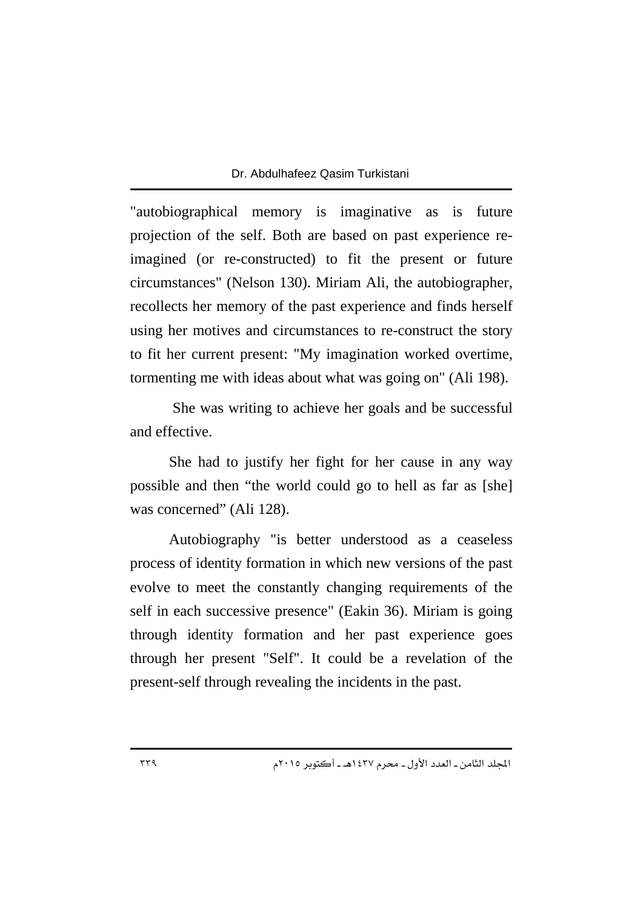"autobiographical memory is imaginative as is future projection of the self. Both are based on past experience re-imagined (or re-constructed) to fit the present or future circumstances" (Nelson 130). Miriam Ali, the autobiographer, recollects her memory of the past experience and finds herself using her motives and circumstances to re-construct the story to fit her current present: "My imagination worked overtime, tormenting me with ideas about what was going on" (Ali 198).

She was writing to achieve her goals and be successful and effective.

She had to justify her fight for her cause in any way possible and then "the world could go to hell as far as [she] was concerned" (Ali 128).

Autobiography "is better understood as a ceaseless process of identity formation in which new versions of the past evolve to meet the constantly changing requirements of the self in each successive presence" (Eakin 36). Miriam is going through identity formation and her past experience goes through her present "Self". It could be a revelation of the present-self through revealing the incidents in the past.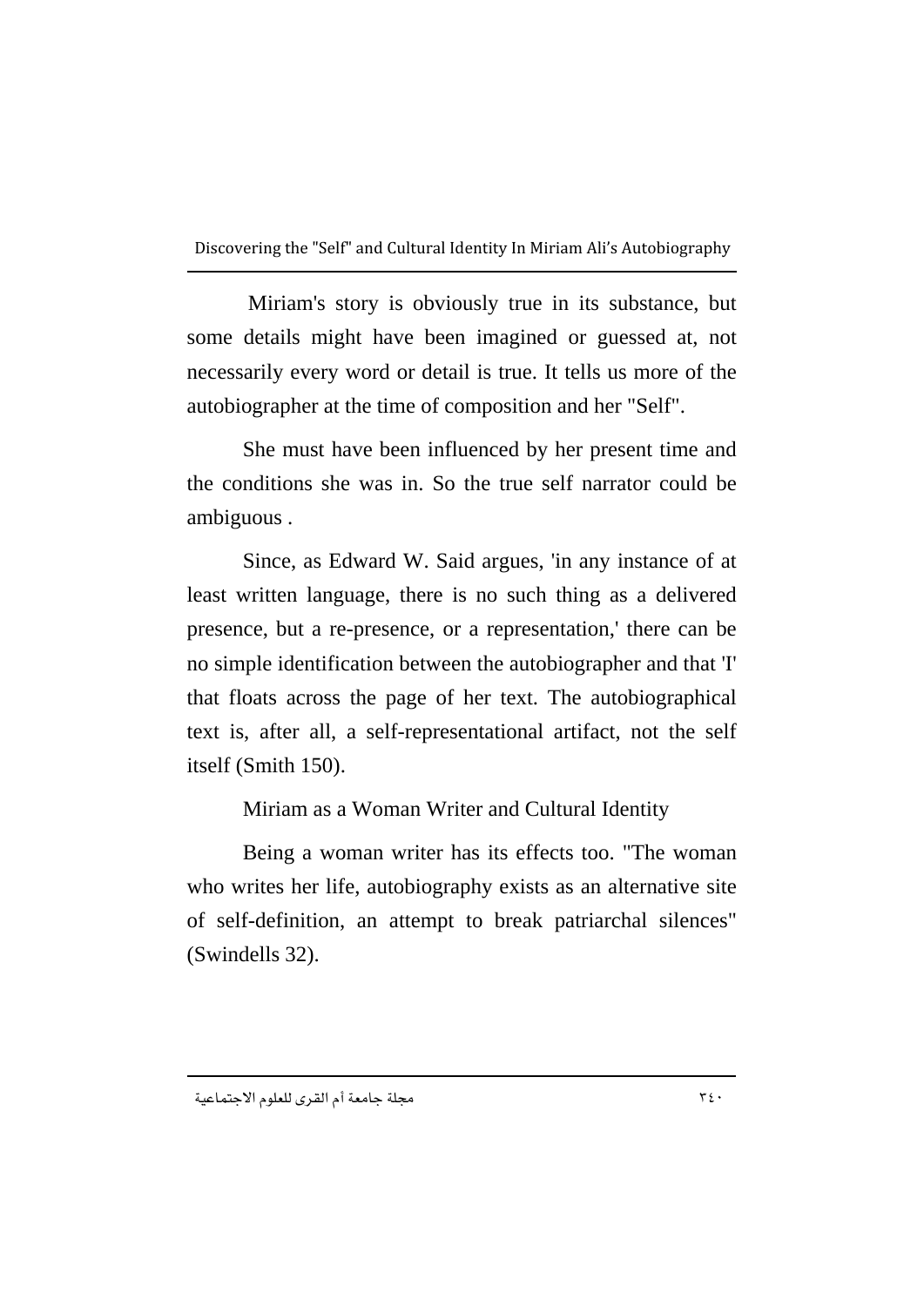Miriam's story is obviously true in its substance, but some details might have been imagined or guessed at, not necessarily every word or detail is true. It tells us more of the autobiographer at the time of composition and her "Self".

She must have been influenced by her present time and the conditions she was in. So the true self narrator could be ambiguous .

Since, as Edward W. Said argues, 'in any instance of at least written language, there is no such thing as a delivered presence, but a re-presence, or a representation,' there can be no simple identification between the autobiographer and that 'I' that floats across the page of her text. The autobiographical text is, after all, a self-representational artifact, not the self itself (Smith 150).

## Miriam as a Woman Writer and Cultural Identity

Being a woman writer has its effects too. "The woman who writes her life, autobiography exists as an alternative site of self-definition, an attempt to break patriarchal silences" (Swindells 32).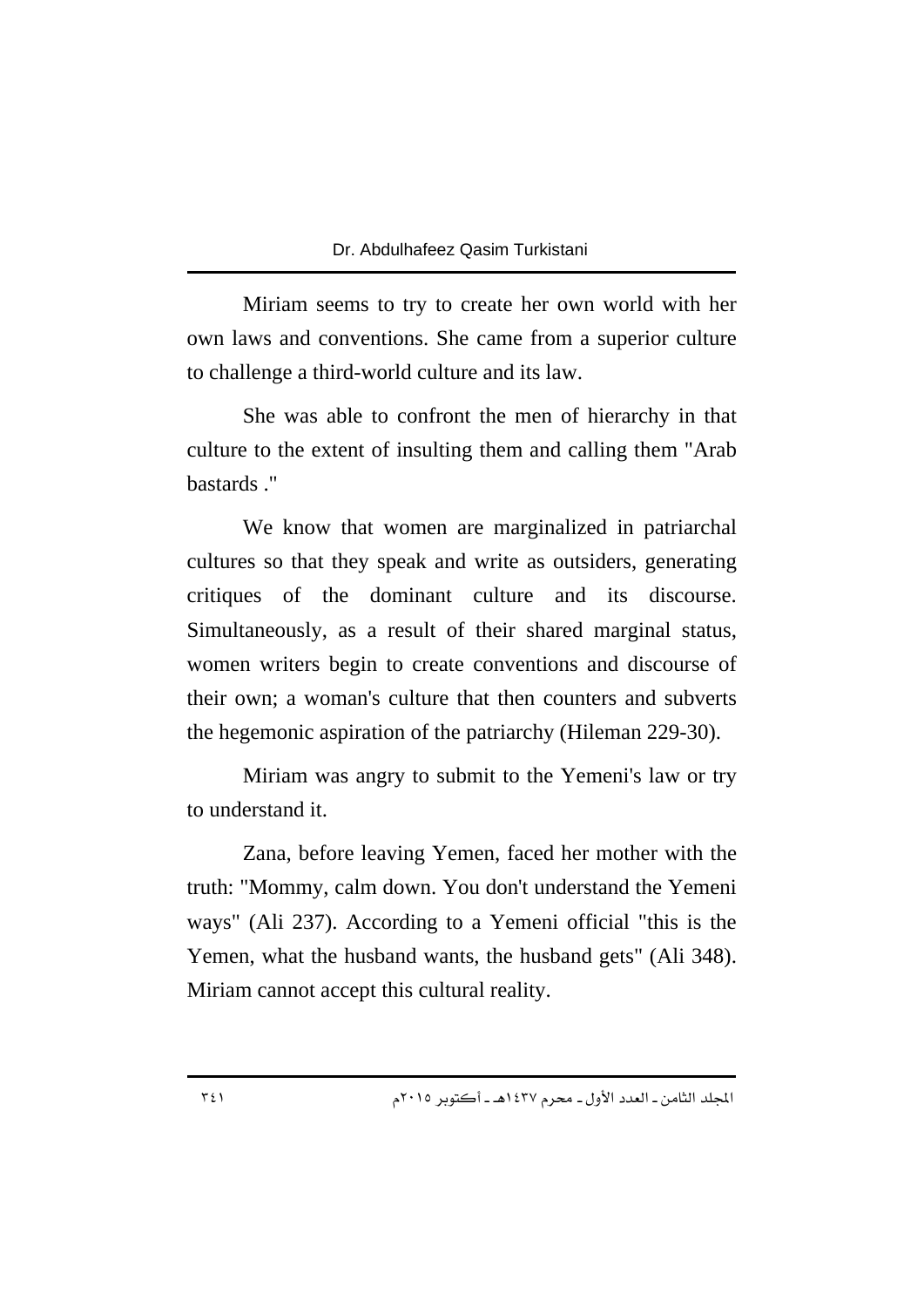Miriam seems to try to create her own world with her own laws and conventions. She came from a superior culture to challenge a third-world culture and its law.

She was able to confront the men of hierarchy in that culture to the extent of insulting them and calling them "Arab bastards ."

We know that women are marginalized in patriarchal cultures so that they speak and write as outsiders, generating critiques of the dominant culture and its discourse. Simultaneously, as a result of their shared marginal status, women writers begin to create conventions and discourse of their own; a woman's culture that then counters and subverts the hegemonic aspiration of the patriarchy (Hileman 229-30).

Miriam was angry to submit to the Yemeni's law or try to understand it.

Zana, before leaving Yemen, faced her mother with the truth: "Mommy, calm down. You don't understand the Yemeni ways" (Ali 237). According to a Yemeni official "this is the Yemen, what the husband wants, the husband gets" (Ali 348). Miriam cannot accept this cultural reality.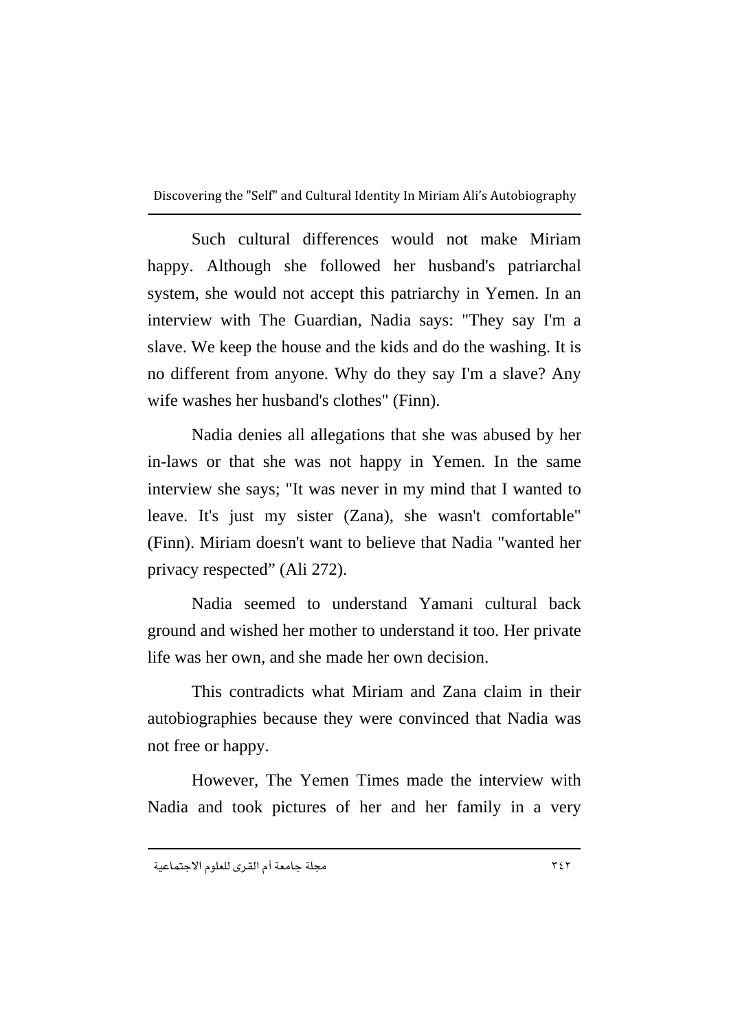Such cultural differences would not make Miriam happy. Although she followed her husband's patriarchal system, she would not accept this patriarchy in Yemen. In an interview with The Guardian, Nadia says: "They say I'm a slave. We keep the house and the kids and do the washing. It is no different from anyone. Why do they say I'm a slave? Any wife washes her husband's clothes" (Finn).

Nadia denies all allegations that she was abused by her in-laws or that she was not happy in Yemen. In the same interview she says; "It was never in my mind that I wanted to leave. It's just my sister (Zana), she wasn't comfortable" (Finn). Miriam doesn't want to believe that Nadia "wanted her privacy respected" (Ali 272).

Nadia seemed to understand Yamani cultural back ground and wished her mother to understand it too. Her private life was her own, and she made her own decision.

This contradicts what Miriam and Zana claim in their autobiographies because they were convinced that Nadia was not free or happy.

However, The Yemen Times made the interview with Nadia and took pictures of her and her family in a very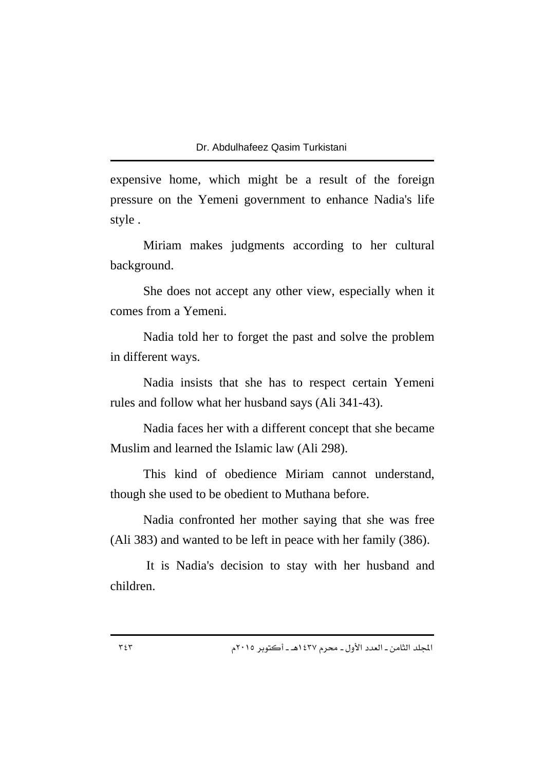expensive home, which might be a result of the foreign pressure on the Yemeni government to enhance Nadia's life style .

Miriam makes judgments according to her cultural background.

She does not accept any other view, especially when it comes from a Yemeni.

Nadia told her to forget the past and solve the problem in different ways.

Nadia insists that she has to respect certain Yemeni rules and follow what her husband says (Ali 341-43).

Nadia faces her with a different concept that she became Muslim and learned the Islamic law (Ali 298).

This kind of obedience Miriam cannot understand, though she used to be obedient to Muthana before.

Nadia confronted her mother saying that she was free (Ali 383) and wanted to be left in peace with her family (386).

It is Nadia's decision to stay with her husband and children.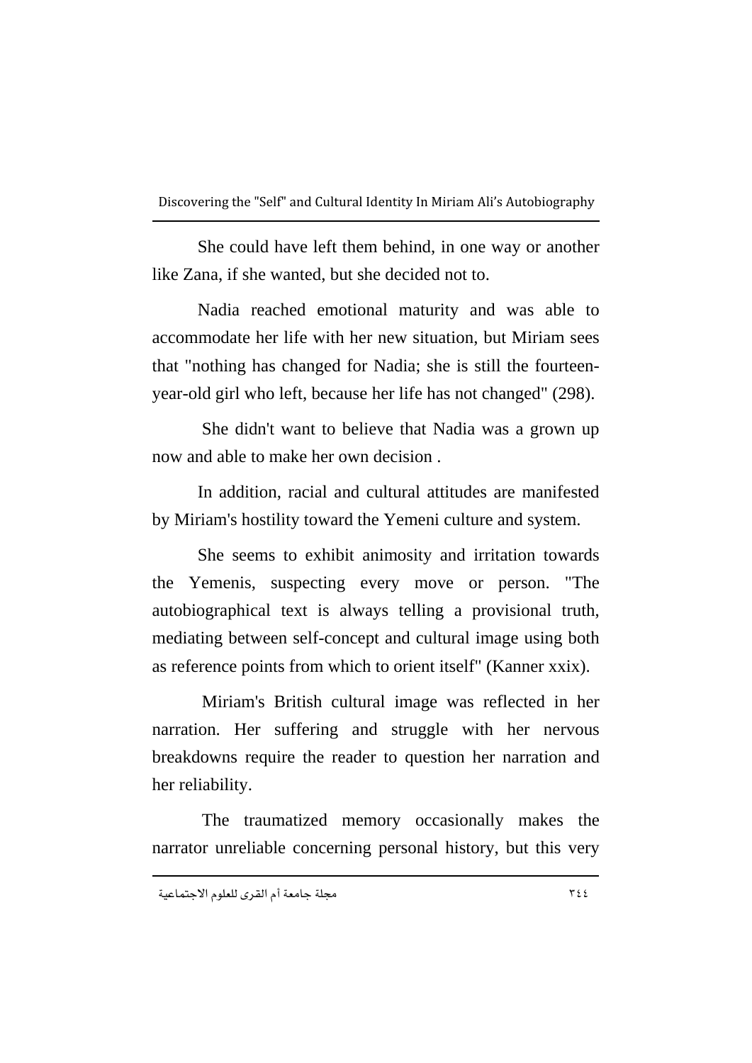She could have left them behind, in one way or another like Zana, if she wanted, but she decided not to.

Nadia reached emotional maturity and was able to accommodate her life with her new situation, but Miriam sees that "nothing has changed for Nadia; she is still the fourteen-year-old girl who left, because her life has not changed" (298).

She didn't want to believe that Nadia was a grown up now and able to make her own decision .

In addition, racial and cultural attitudes are manifested by Miriam's hostility toward the Yemeni culture and system.

She seems to exhibit animosity and irritation towards the Yemenis, suspecting every move or person. "The autobiographical text is always telling a provisional truth, mediating between self-concept and cultural image using both as reference points from which to orient itself" (Kanner xxix).

Miriam's British cultural image was reflected in her narration. Her suffering and struggle with her nervous breakdowns require the reader to question her narration and her reliability.

The traumatized memory occasionally makes the narrator unreliable concerning personal history, but this very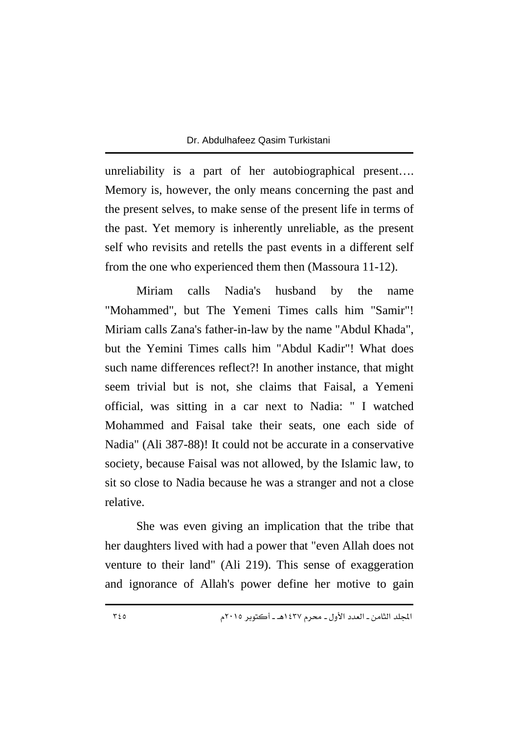unreliability is a part of her autobiographical present…. Memory is, however, the only means concerning the past and the present selves, to make sense of the present life in terms of the past. Yet memory is inherently unreliable, as the present self who revisits and retells the past events in a different self from the one who experienced them then (Massoura 11-12).

Miriam calls Nadia's husband by the name "Mohammed", but The Yemeni Times calls him "Samir"! Miriam calls Zana's father-in-law by the name "Abdul Khada", but the Yemini Times calls him "Abdul Kadir"! What does such name differences reflect?! In another instance, that might seem trivial but is not, she claims that Faisal, a Yemeni official, was sitting in a car next to Nadia: " I watched Mohammed and Faisal take their seats, one each side of Nadia" (Ali 387-88)! It could not be accurate in a conservative society, because Faisal was not allowed, by the Islamic law, to sit so close to Nadia because he was a stranger and not a close relative.

She was even giving an implication that the tribe that her daughters lived with had a power that "even Allah does not venture to their land" (Ali 219). This sense of exaggeration and ignorance of Allah's power define her motive to gain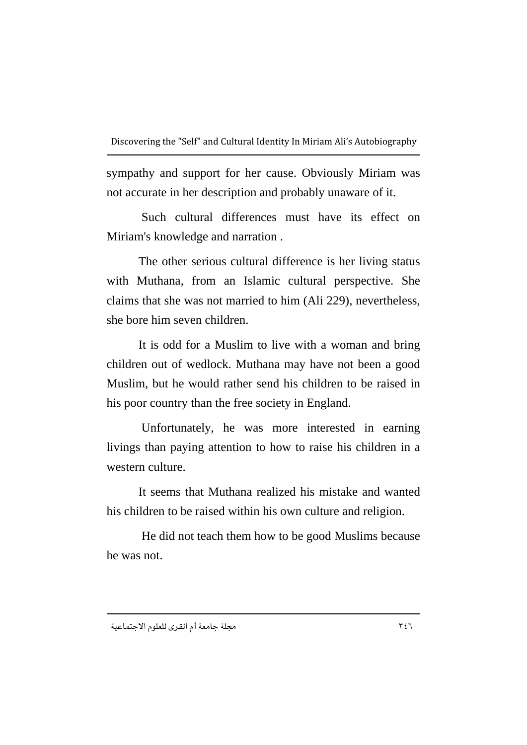sympathy and support for her cause. Obviously Miriam was not accurate in her description and probably unaware of it.

Such cultural differences must have its effect on Miriam's knowledge and narration .

The other serious cultural difference is her living status with Muthana, from an Islamic cultural perspective. She claims that she was not married to him (Ali 229), nevertheless, she bore him seven children.

It is odd for a Muslim to live with a woman and bring children out of wedlock. Muthana may have not been a good Muslim, but he would rather send his children to be raised in his poor country than the free society in England.

Unfortunately, he was more interested in earning livings than paying attention to how to raise his children in a western culture.

It seems that Muthana realized his mistake and wanted his children to be raised within his own culture and religion.

He did not teach them how to be good Muslims because he was not.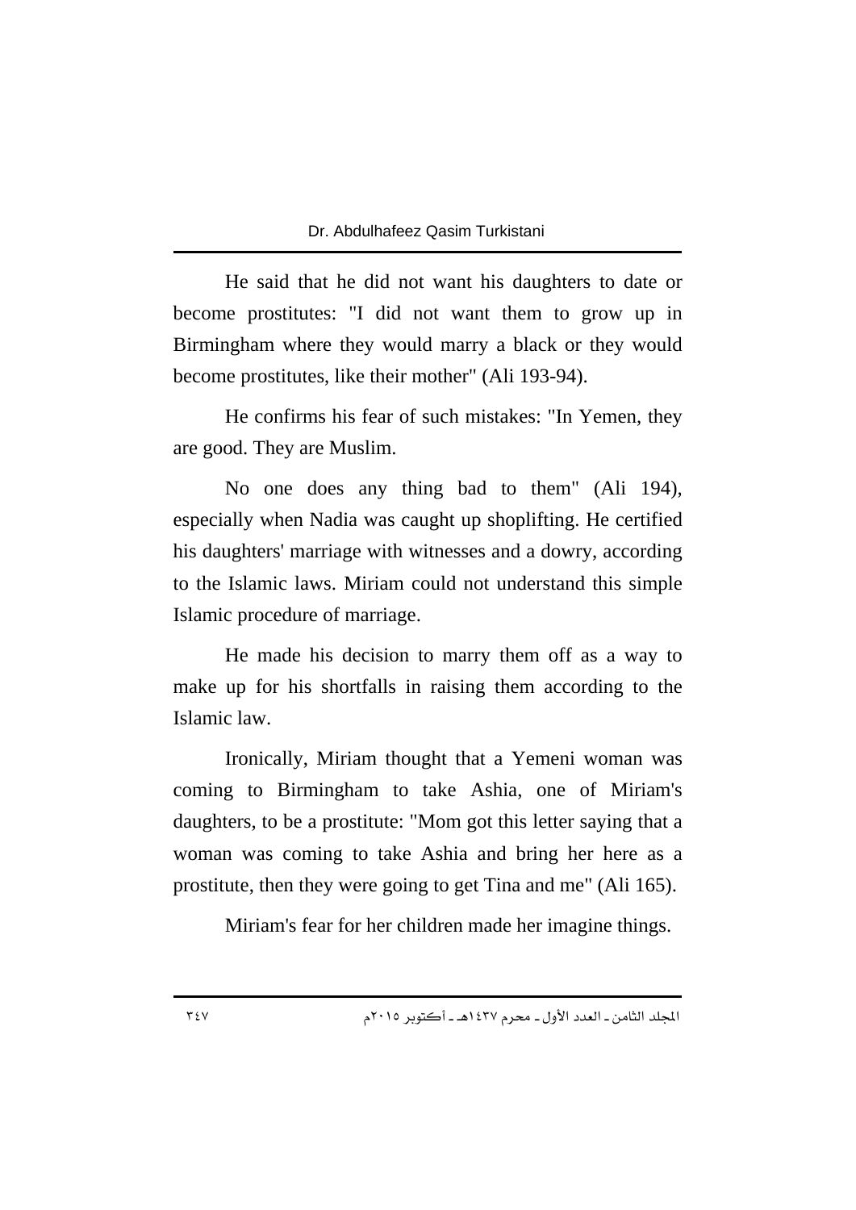He said that he did not want his daughters to date or become prostitutes: "I did not want them to grow up in Birmingham where they would marry a black or they would become prostitutes, like their mother" (Ali 193-94).

He confirms his fear of such mistakes: "In Yemen, they are good. They are Muslim.

No one does any thing bad to them" (Ali 194), especially when Nadia was caught up shoplifting. He certified his daughters' marriage with witnesses and a dowry, according to the Islamic laws. Miriam could not understand this simple Islamic procedure of marriage.

He made his decision to marry them off as a way to make up for his shortfalls in raising them according to the Islamic law.

Ironically, Miriam thought that a Yemeni woman was coming to Birmingham to take Ashia, one of Miriam's daughters, to be a prostitute: "Mom got this letter saying that a woman was coming to take Ashia and bring her here as a prostitute, then they were going to get Tina and me" (Ali 165).

Miriam's fear for her children made her imagine things.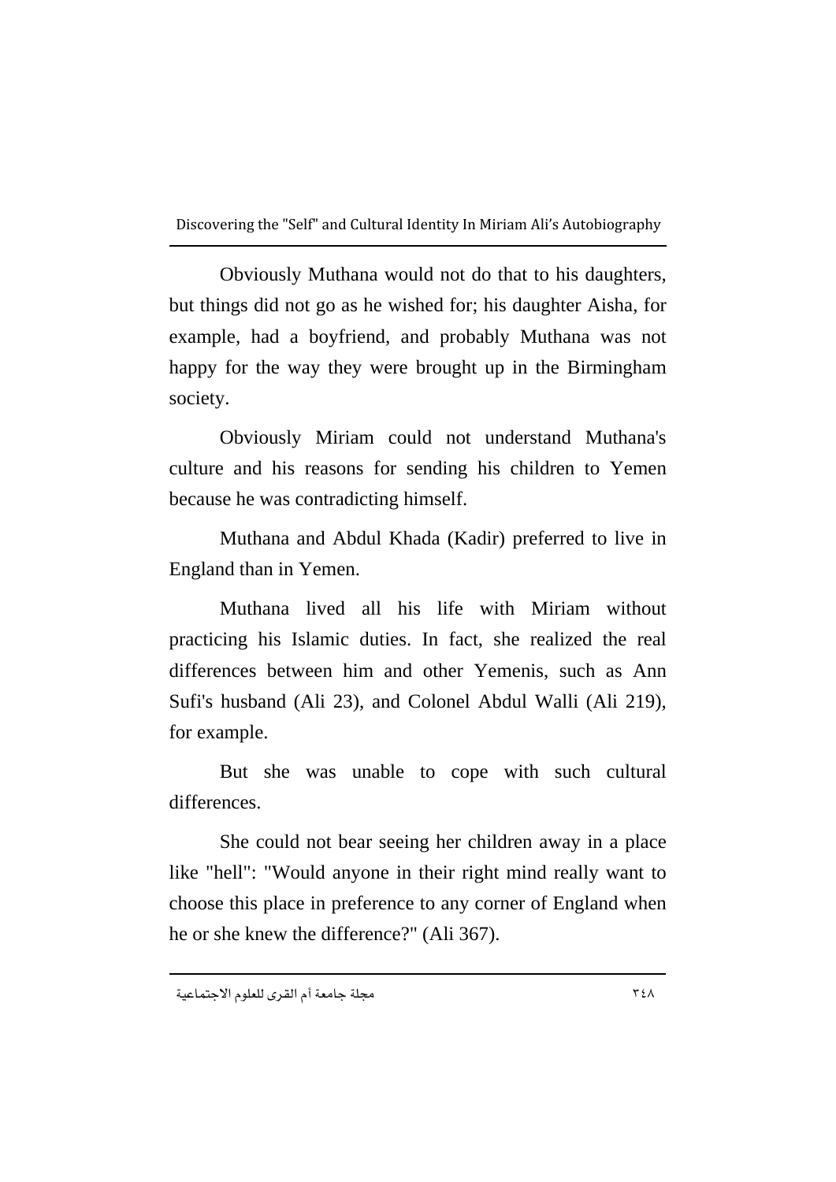Obviously Muthana would not do that to his daughters, but things did not go as he wished for; his daughter Aisha, for example, had a boyfriend, and probably Muthana was not happy for the way they were brought up in the Birmingham society.

Obviously Miriam could not understand Muthana's culture and his reasons for sending his children to Yemen because he was contradicting himself.

Muthana and Abdul Khada (Kadir) preferred to live in England than in Yemen.

Muthana lived all his life with Miriam without practicing his Islamic duties. In fact, she realized the real differences between him and other Yemenis, such as Ann Sufi's husband (Ali 23), and Colonel Abdul Walli (Ali 219), for example.

But she was unable to cope with such cultural differences.

She could not bear seeing her children away in a place like "hell": "Would anyone in their right mind really want to choose this place in preference to any corner of England when he or she knew the difference?" (Ali 367).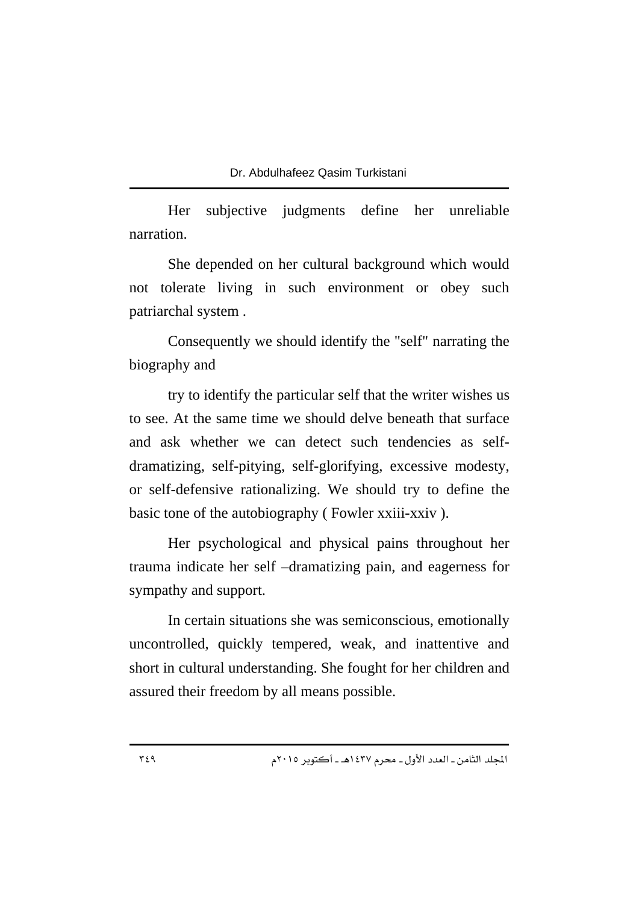Her subjective judgments define her unreliable narration.

She depended on her cultural background which would not tolerate living in such environment or obey such patriarchal system .

Consequently we should identify the "self" narrating the biography and

try to identify the particular self that the writer wishes us to see. At the same time we should delve beneath that surface and ask whether we can detect such tendencies as self-dramatizing, self-pitying, self-glorifying, excessive modesty, or self-defensive rationalizing. We should try to define the basic tone of the autobiography ( Fowler xxiii-xxiv ).

Her psychological and physical pains throughout her trauma indicate her self –dramatizing pain, and eagerness for sympathy and support.

In certain situations she was semiconscious, emotionally uncontrolled, quickly tempered, weak, and inattentive and short in cultural understanding. She fought for her children and assured their freedom by all means possible.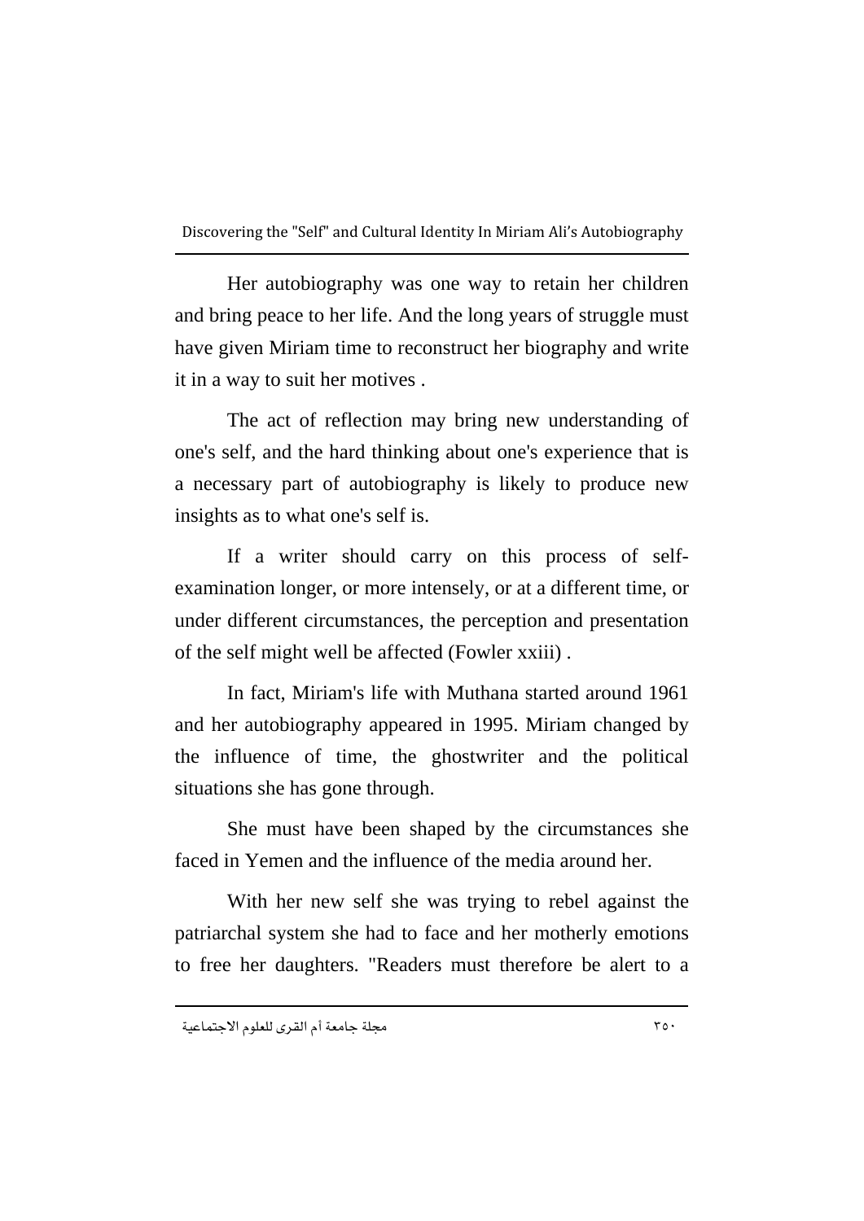Her autobiography was one way to retain her children and bring peace to her life. And the long years of struggle must have given Miriam time to reconstruct her biography and write it in a way to suit her motives .

The act of reflection may bring new understanding of one's self, and the hard thinking about one's experience that is a necessary part of autobiography is likely to produce new insights as to what one's self is.

If a writer should carry on this process of self-examination longer, or more intensely, or at a different time, or under different circumstances, the perception and presentation of the self might well be affected (Fowler xxiii) .

In fact, Miriam's life with Muthana started around 1961 and her autobiography appeared in 1995. Miriam changed by the influence of time, the ghostwriter and the political situations she has gone through.

She must have been shaped by the circumstances she faced in Yemen and the influence of the media around her.

With her new self she was trying to rebel against the patriarchal system she had to face and her motherly emotions to free her daughters. "Readers must therefore be alert to a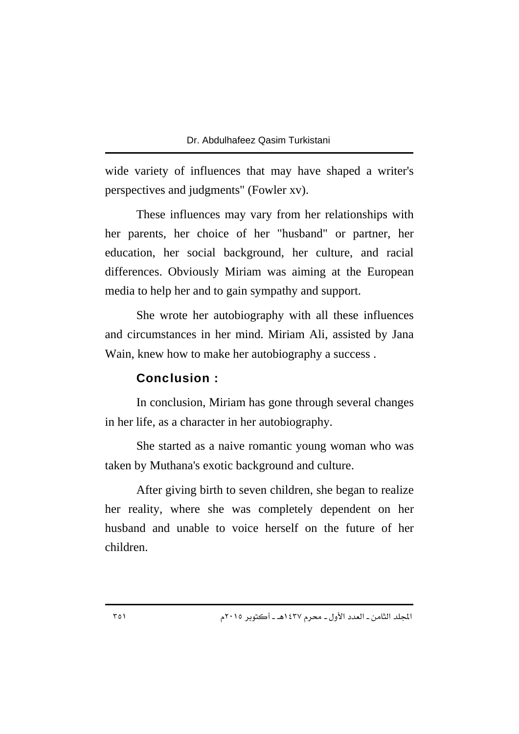wide variety of influences that may have shaped a writer's perspectives and judgments" (Fowler xv).

These influences may vary from her relationships with her parents, her choice of her "husband" or partner, her education, her social background, her culture, and racial differences. Obviously Miriam was aiming at the European media to help her and to gain sympathy and support.

She wrote her autobiography with all these influences and circumstances in her mind. Miriam Ali, assisted by Jana Wain, knew how to make her autobiography a success .

## Conclusion :

In conclusion, Miriam has gone through several changes in her life, as a character in her autobiography.

She started as a naive romantic young woman who was taken by Muthana's exotic background and culture.

After giving birth to seven children, she began to realize her reality, where she was completely dependent on her husband and unable to voice herself on the future of her children.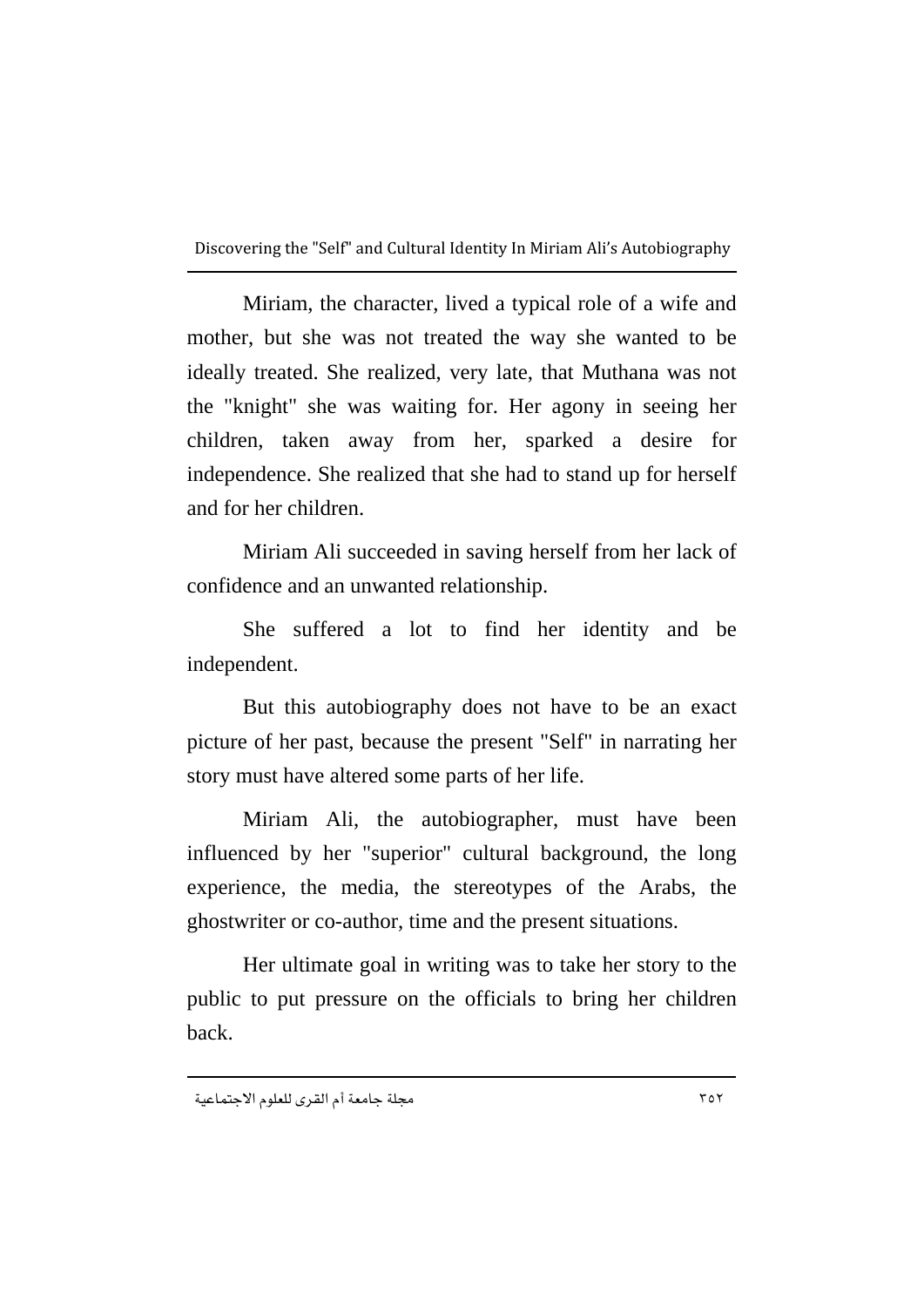Miriam, the character, lived a typical role of a wife and mother, but she was not treated the way she wanted to be ideally treated. She realized, very late, that Muthana was not the "knight" she was waiting for. Her agony in seeing her children, taken away from her, sparked a desire for independence. She realized that she had to stand up for herself and for her children.

Miriam Ali succeeded in saving herself from her lack of confidence and an unwanted relationship.

She suffered a lot to find her identity and be independent.

But this autobiography does not have to be an exact picture of her past, because the present "Self" in narrating her story must have altered some parts of her life.

Miriam Ali, the autobiographer, must have been influenced by her "superior" cultural background, the long experience, the media, the stereotypes of the Arabs, the ghostwriter or co-author, time and the present situations.

Her ultimate goal in writing was to take her story to the public to put pressure on the officials to bring her children back.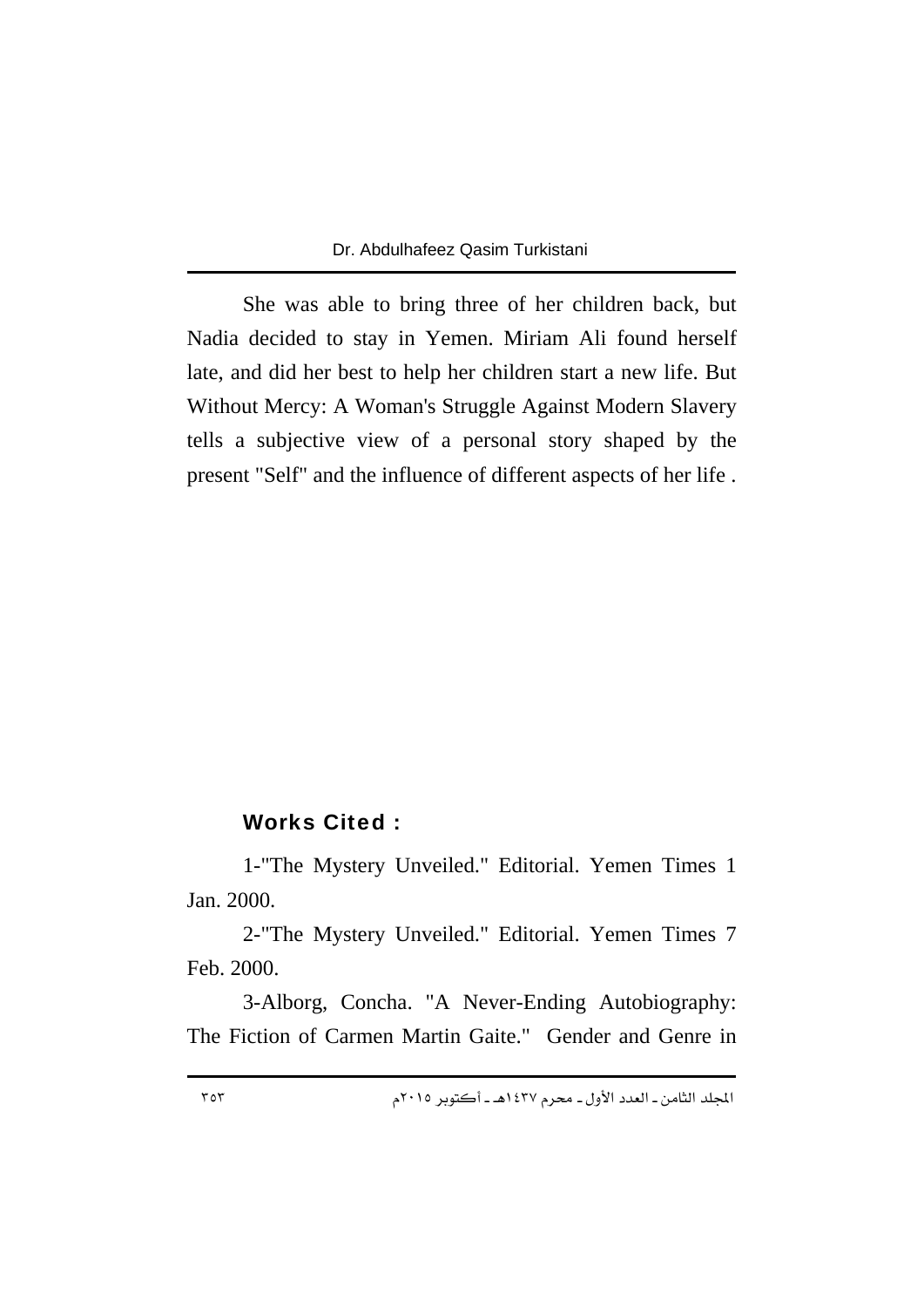She was able to bring three of her children back, but Nadia decided to stay in Yemen. Miriam Ali found herself late, and did her best to help her children start a new life. But Without Mercy: A Woman's Struggle Against Modern Slavery tells a subjective view of a personal story shaped by the present "Self" and the influence of different aspects of her life .

## Works Cited :

1-"The Mystery Unveiled." Editorial. Yemen Times 1 Jan. 2000.

2-"The Mystery Unveiled." Editorial. Yemen Times 7 Feb. 2000.

3-Alborg, Concha. "A Never-Ending Autobiography: The Fiction of Carmen Martin Gaite." Gender and Genre in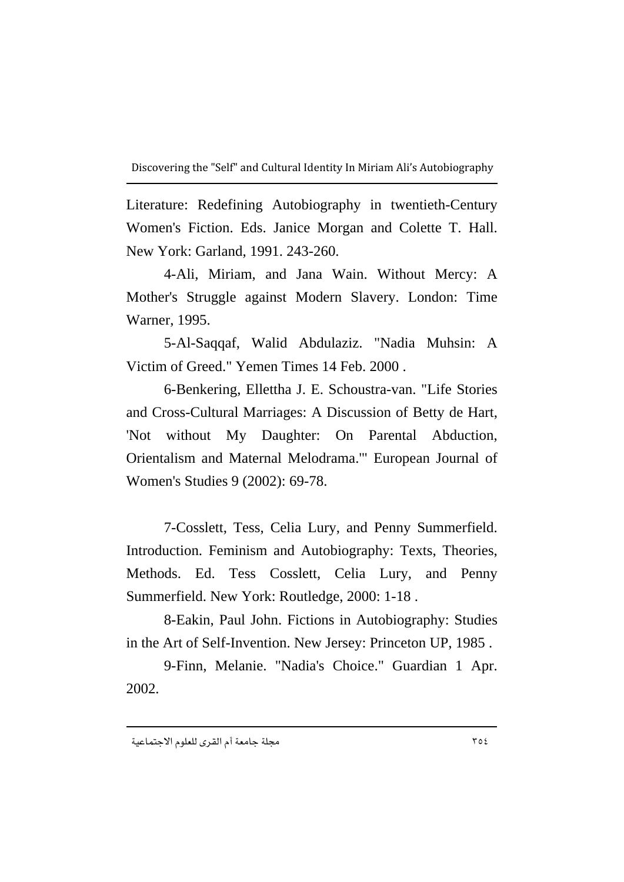Literature: Redefining Autobiography in twentieth-Century Women's Fiction. Eds. Janice Morgan and Colette T. Hall. New York: Garland, 1991. 243-260.

4-Ali, Miriam, and Jana Wain. Without Mercy: A Mother's Struggle against Modern Slavery. London: Time Warner, 1995.

5-Al-Saqqaf, Walid Abdulaziz. "Nadia Muhsin: A Victim of Greed." Yemen Times 14 Feb. 2000 .

6-Benkering, Ellettha J. E. Schoustra-van. "Life Stories and Cross-Cultural Marriages: A Discussion of Betty de Hart, 'Not without My Daughter: On Parental Abduction, Orientalism and Maternal Melodrama.'" European Journal of Women's Studies 9 (2002): 69-78.

7-Cosslett, Tess, Celia Lury, and Penny Summerfield. Introduction. Feminism and Autobiography: Texts, Theories, Methods. Ed. Tess Cosslett, Celia Lury, and Penny Summerfield. New York: Routledge, 2000: 1-18 .

8-Eakin, Paul John. Fictions in Autobiography: Studies in the Art of Self-Invention. New Jersey: Princeton UP, 1985 .

9-Finn, Melanie. "Nadia's Choice." Guardian 1 Apr. 2002.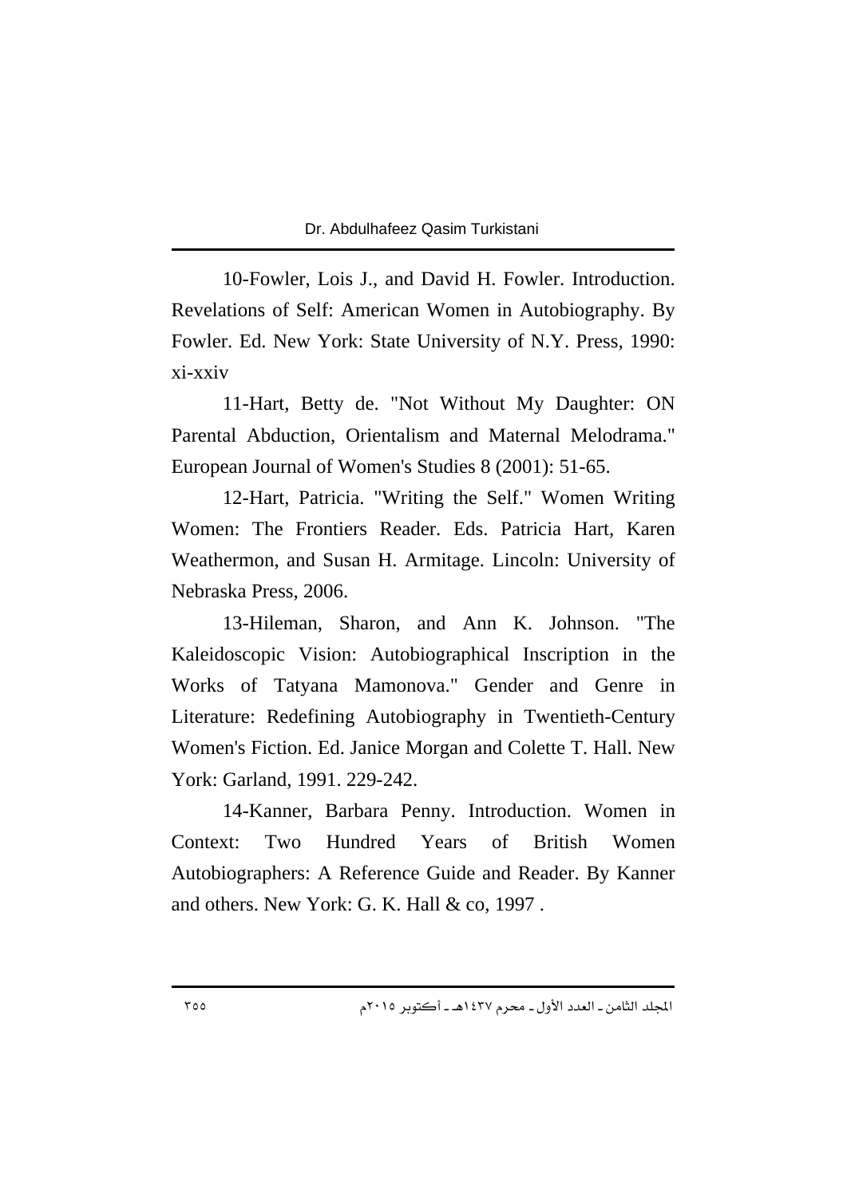10-Fowler, Lois J., and David H. Fowler. Introduction. Revelations of Self: American Women in Autobiography. By Fowler. Ed. New York: State University of N.Y. Press, 1990: xi-xxiv

11-Hart, Betty de. "Not Without My Daughter: ON Parental Abduction, Orientalism and Maternal Melodrama." European Journal of Women's Studies 8 (2001): 51-65.

12-Hart, Patricia. "Writing the Self." Women Writing Women: The Frontiers Reader. Eds. Patricia Hart, Karen Weathermon, and Susan H. Armitage. Lincoln: University of Nebraska Press, 2006.

13-Hileman, Sharon, and Ann K. Johnson. "The Kaleidoscopic Vision: Autobiographical Inscription in the Works of Tatyana Mamonova." Gender and Genre in Literature: Redefining Autobiography in Twentieth-Century Women's Fiction. Ed. Janice Morgan and Colette T. Hall. New York: Garland, 1991. 229-242.

14-Kanner, Barbara Penny. Introduction. Women in Context: Two Hundred Years of British Women Autobiographers: A Reference Guide and Reader. By Kanner and others. New York: G. K. Hall & co, 1997 .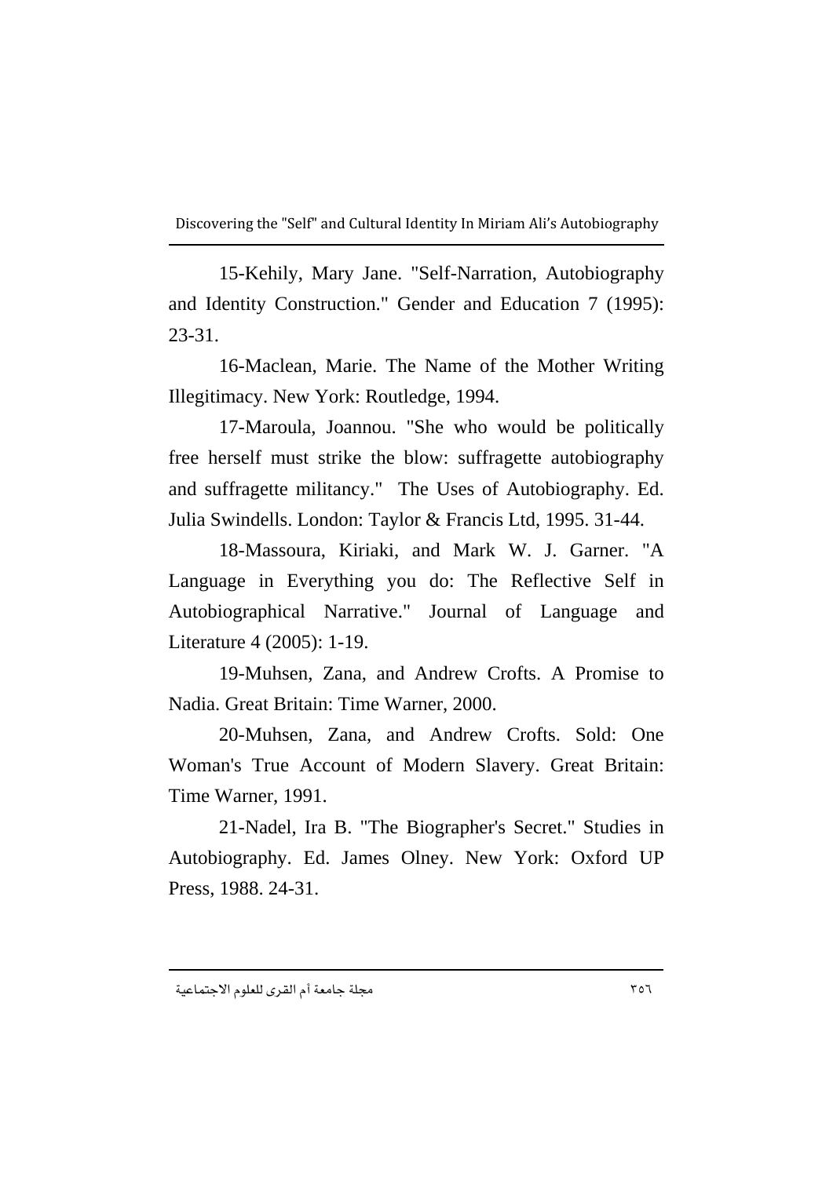15-Kehily, Mary Jane. "Self-Narration, Autobiography and Identity Construction." Gender and Education 7 (1995): 23-31.

16-Maclean, Marie. The Name of the Mother Writing Illegitimacy. New York: Routledge, 1994.

17-Maroula, Joannou. "She who would be politically free herself must strike the blow: suffragette autobiography and suffragette militancy." The Uses of Autobiography. Ed. Julia Swindells. London: Taylor & Francis Ltd, 1995. 31-44.

18-Massoura, Kiriaki, and Mark W. J. Garner. "A Language in Everything you do: The Reflective Self in Autobiographical Narrative." Journal of Language and Literature 4 (2005): 1-19.

19-Muhsen, Zana, and Andrew Crofts. A Promise to Nadia. Great Britain: Time Warner, 2000.

20-Muhsen, Zana, and Andrew Crofts. Sold: One Woman's True Account of Modern Slavery. Great Britain: Time Warner, 1991.

21-Nadel, Ira B. "The Biographer's Secret." Studies in Autobiography. Ed. James Olney. New York: Oxford UP Press, 1988. 24-31.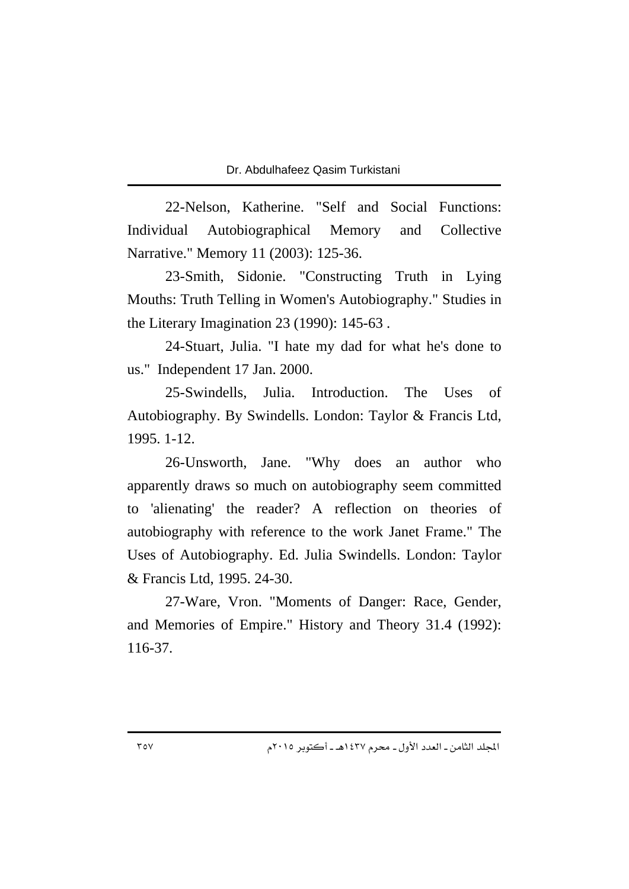22-Nelson, Katherine. "Self and Social Functions: Individual Autobiographical Memory and Collective Narrative." Memory 11 (2003): 125-36.

23-Smith, Sidonie. "Constructing Truth in Lying Mouths: Truth Telling in Women's Autobiography." Studies in the Literary Imagination 23 (1990): 145-63 .

24-Stuart, Julia. "I hate my dad for what he's done to us." Independent 17 Jan. 2000.

25-Swindells, Julia. Introduction. The Uses of Autobiography. By Swindells. London: Taylor & Francis Ltd, 1995. 1-12.

26-Unsworth, Jane. "Why does an author who apparently draws so much on autobiography seem committed to 'alienating' the reader? A reflection on theories of autobiography with reference to the work Janet Frame." The Uses of Autobiography. Ed. Julia Swindells. London: Taylor & Francis Ltd, 1995. 24-30.

27-Ware, Vron. "Moments of Danger: Race, Gender, and Memories of Empire." History and Theory 31.4 (1992): 116-37.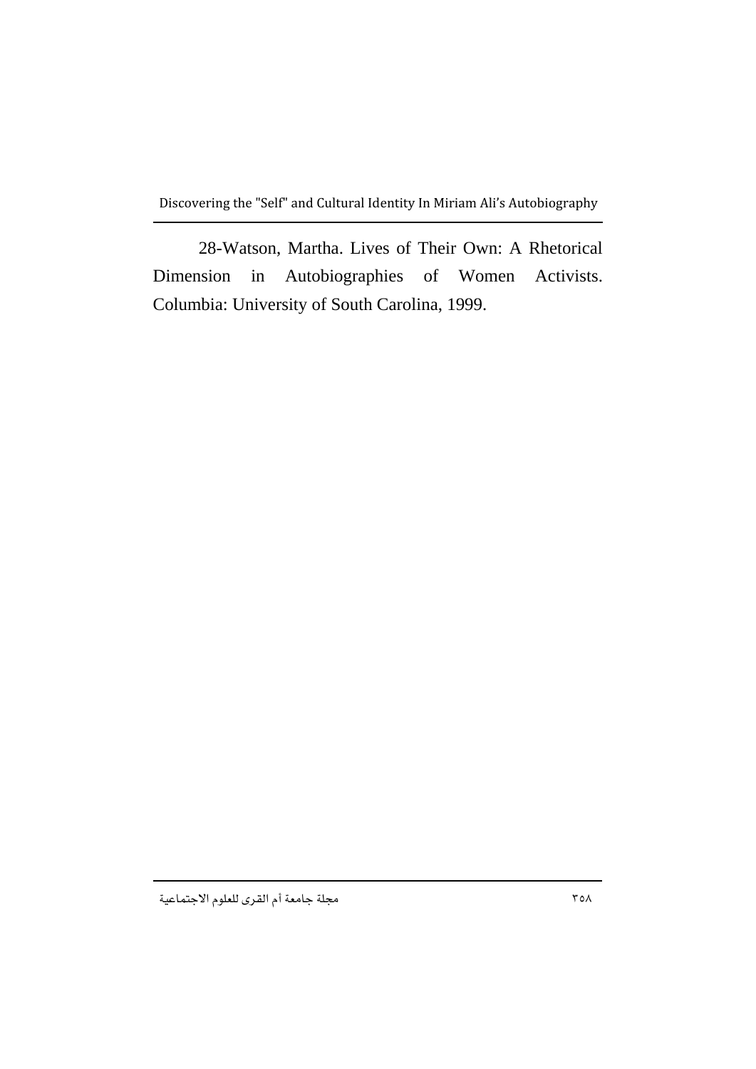28-Watson, Martha. Lives of Their Own: A Rhetorical Dimension in Autobiographies of Women Activists. Columbia: University of South Carolina, 1999.